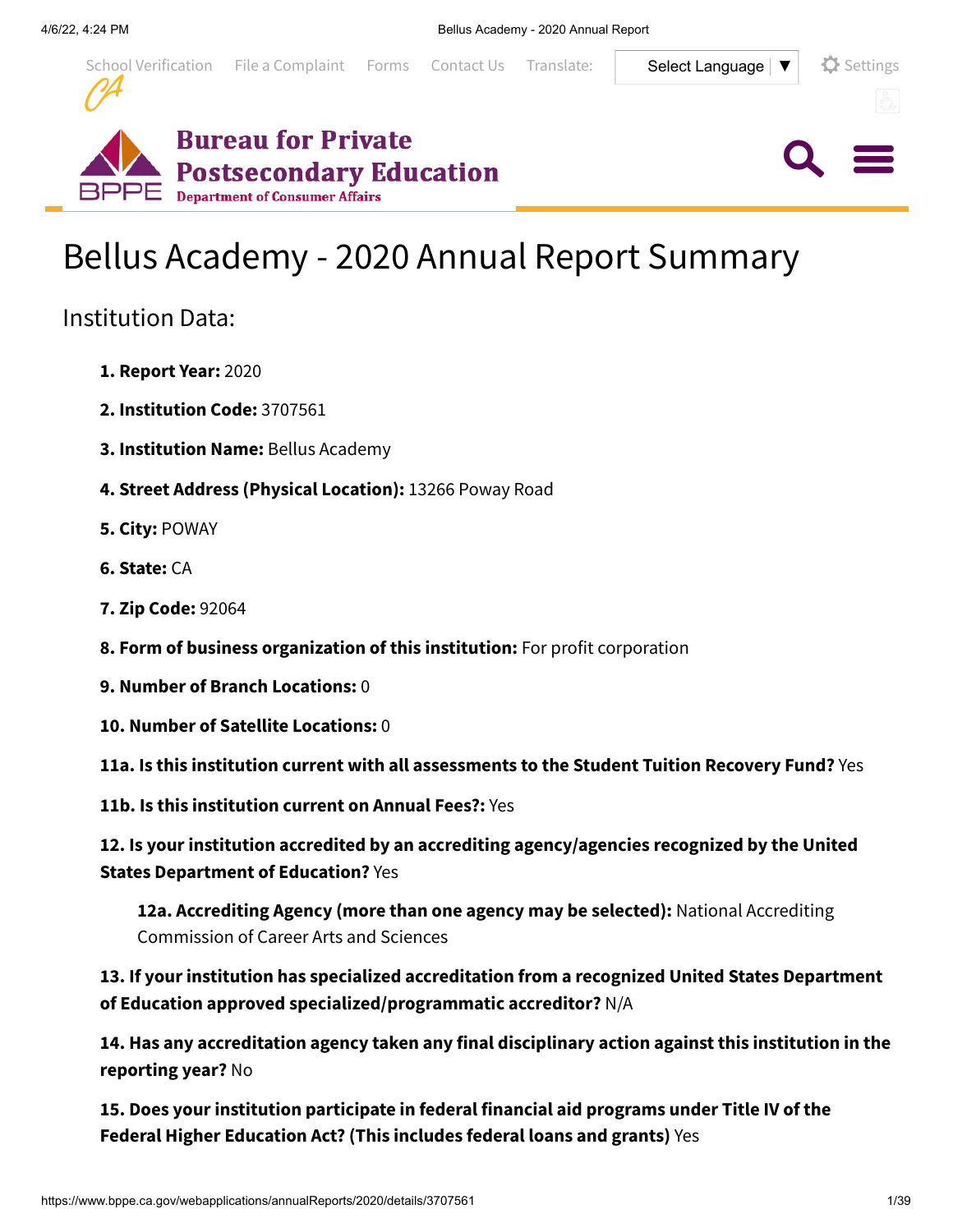# Bellus Academy - 2020 Annual Report Summary

## Institution Data:

1. **Report Year:** 2020
2. **Institution Code:** 3707561
3. **Institution Name:** Bellus Academy
4. **Street Address (Physical Location):** 13266 Poway Road
5. **City:** POWAY
6. **State:** CA
7. **Zip Code:** 92064
8. **Form of business organization of this institution:** For profit corporation
9. **Number of Branch Locations:** 0
10. **Number of Satellite Locations:** 0

**11a. Is this institution current with all assessments to the Student Tuition Recovery Fund?** Yes

**11b. Is this institution current on Annual Fees?:** Yes

**12. Is your institution accredited by an accrediting agency/agencies recognized by the United States Department of Education?** Yes

> **12a. Accrediting Agency (more than one agency may be selected):** National Accrediting Commission of Career Arts and Sciences

**13. If your institution has specialized accreditation from a recognized United States Department of Education approved specialized/programmatic accreditor?** N/A

**14. Has any accreditation agency taken any final disciplinary action against this institution in the reporting year?** No

**15. Does your institution participate in federal financial aid programs under Title IV of the Federal Higher Education Act? (This includes federal loans and grants)** Yes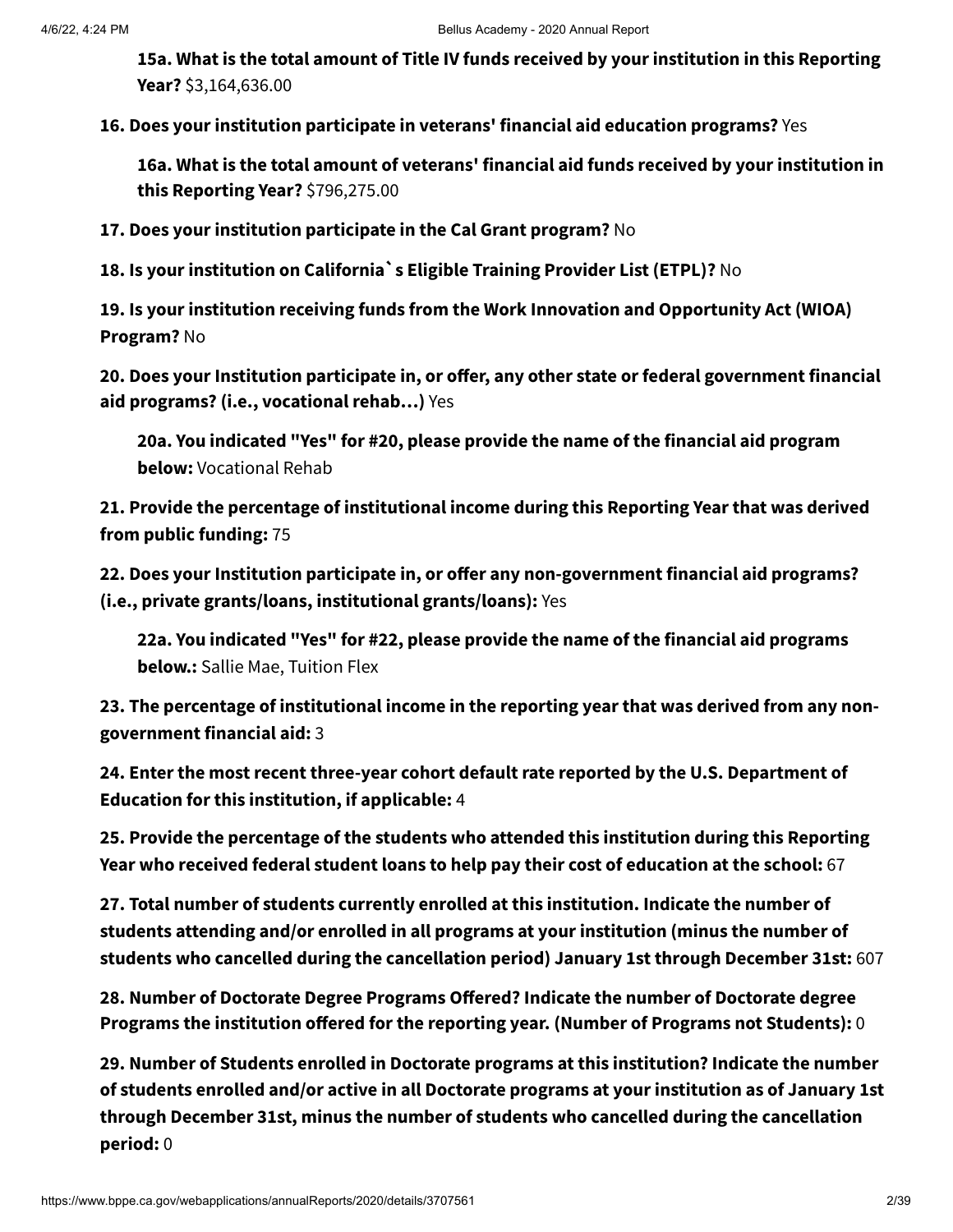**15a. What is the total amount of Title IV funds received by your institution in this Reporting Year?** $3,164,636.00

**16. Does your institution participate in veterans' financial aid education programs?** Yes

**16a. What is the total amount of veterans' financial aid funds received by your institution in this Reporting Year?** $796,275.00

**17. Does your institution participate in the Cal Grant program?** No

**18. Is your institution on California`s Eligible Training Provider List (ETPL)?** No

**19. Is your institution receiving funds from the Work Innovation and Opportunity Act (WIOA) Program?** No

**20. Does your Institution participate in, or offer, any other state or federal government financial aid programs? (i.e., vocational rehab…)** Yes

**20a. You indicated "Yes" for #20, please provide the name of the financial aid program below:** Vocational Rehab

**21. Provide the percentage of institutional income during this Reporting Year that was derived from public funding:** 75

**22. Does your Institution participate in, or offer any non-government financial aid programs? (i.e., private grants/loans, institutional grants/loans):** Yes

**22a. You indicated "Yes" for #22, please provide the name of the financial aid programs below.:** Sallie Mae, Tuition Flex

**23. The percentage of institutional income in the reporting year that was derived from any non-government financial aid:** 3

**24. Enter the most recent three-year cohort default rate reported by the U.S. Department of Education for this institution, if applicable:** 4

**25. Provide the percentage of the students who attended this institution during this Reporting Year who received federal student loans to help pay their cost of education at the school:** 67

**27. Total number of students currently enrolled at this institution. Indicate the number of students attending and/or enrolled in all programs at your institution (minus the number of students who cancelled during the cancellation period) January 1st through December 31st:** 607

**28. Number of Doctorate Degree Programs Offered? Indicate the number of Doctorate degree Programs the institution offered for the reporting year. (Number of Programs not Students):** 0

**29. Number of Students enrolled in Doctorate programs at this institution? Indicate the number of students enrolled and/or active in all Doctorate programs at your institution as of January 1st through December 31st, minus the number of students who cancelled during the cancellation period:** 0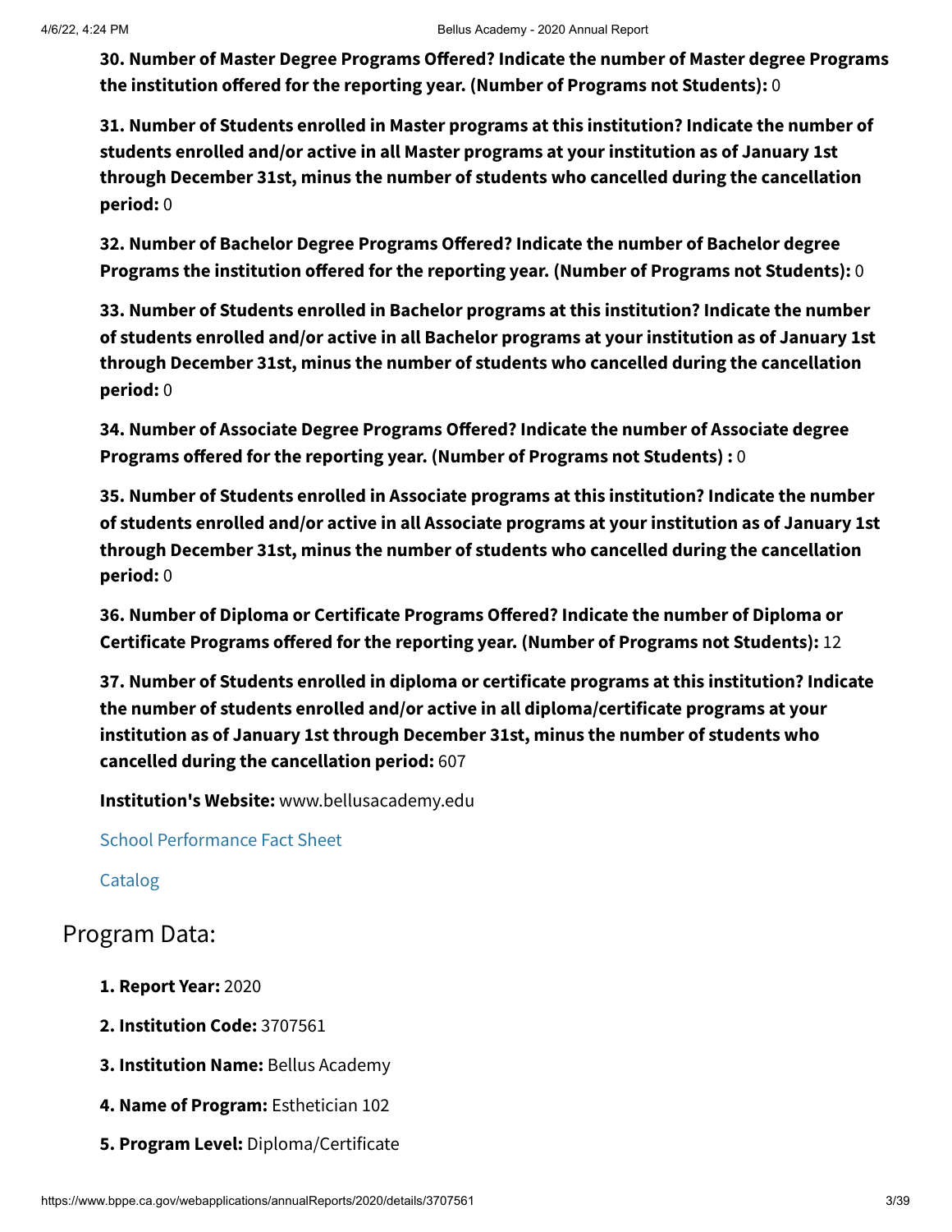**30. Number of Master Degree Programs Offered? Indicate the number of Master degree Programs the institution offered for the reporting year. (Number of Programs not Students):** 0

**31. Number of Students enrolled in Master programs at this institution? Indicate the number of students enrolled and/or active in all Master programs at your institution as of January 1st through December 31st, minus the number of students who cancelled during the cancellation period:** 0

**32. Number of Bachelor Degree Programs Offered? Indicate the number of Bachelor degree Programs the institution offered for the reporting year. (Number of Programs not Students):** 0

**33. Number of Students enrolled in Bachelor programs at this institution? Indicate the number of students enrolled and/or active in all Bachelor programs at your institution as of January 1st through December 31st, minus the number of students who cancelled during the cancellation period:** 0

**34. Number of Associate Degree Programs Offered? Indicate the number of Associate degree Programs offered for the reporting year. (Number of Programs not Students) :** 0

**35. Number of Students enrolled in Associate programs at this institution? Indicate the number of students enrolled and/or active in all Associate programs at your institution as of January 1st through December 31st, minus the number of students who cancelled during the cancellation period:** 0

**36. Number of Diploma or Certificate Programs Offered? Indicate the number of Diploma or Certificate Programs offered for the reporting year. (Number of Programs not Students):** 12

**37. Number of Students enrolled in diploma or certificate programs at this institution? Indicate the number of students enrolled and/or active in all diploma/certificate programs at your institution as of January 1st through December 31st, minus the number of students who cancelled during the cancellation period:** 607

**Institution's Website:** www.bellusacademy.edu

School Performance Fact Sheet

Catalog

## Program Data:

**1. Report Year:** 2020

**2. Institution Code:** 3707561

**3. Institution Name:** Bellus Academy

**4. Name of Program:** Esthetician 102

**5. Program Level:** Diploma/Certificate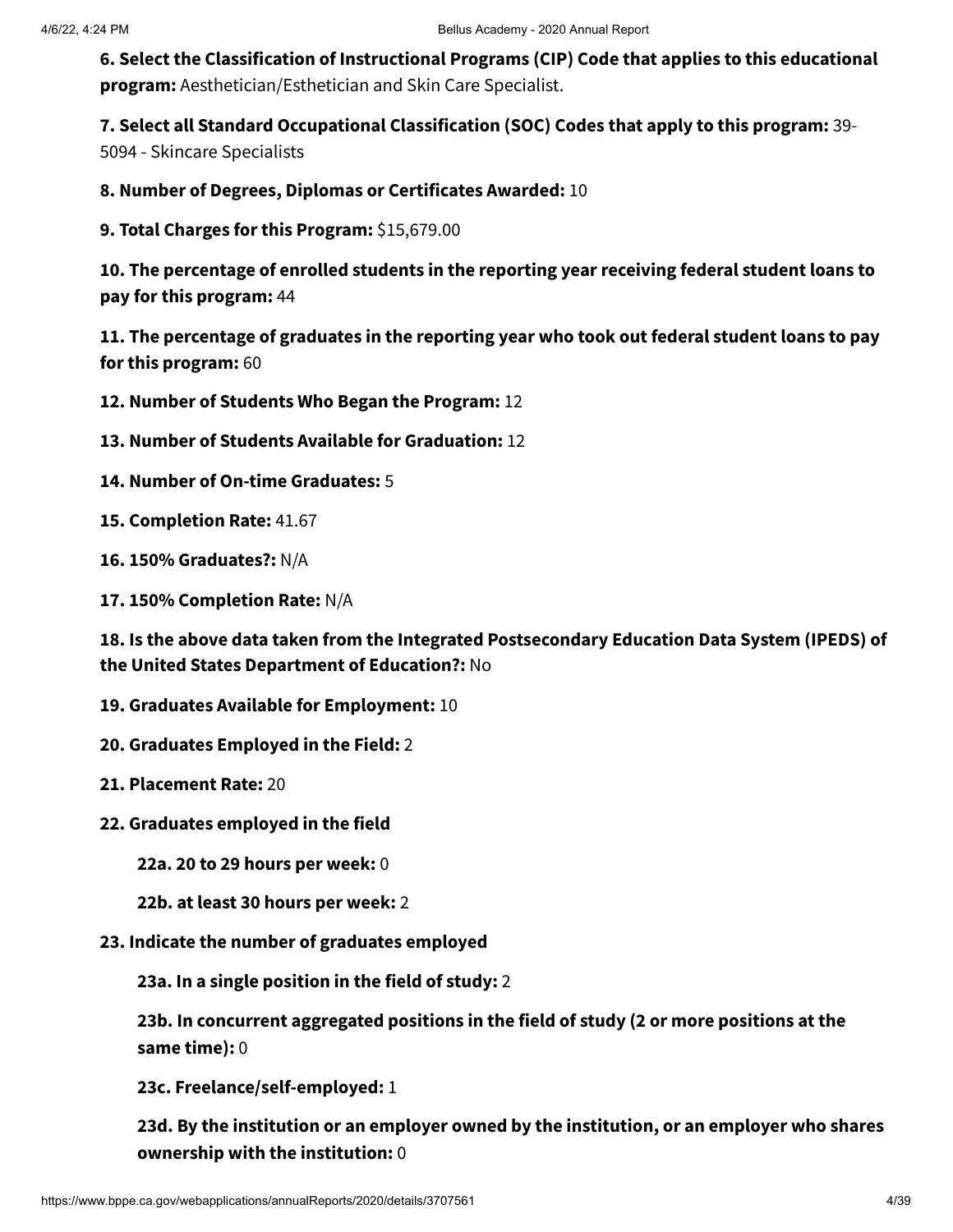**6. Select the Classification of Instructional Programs (CIP) Code that applies to this educational program:** Aesthetician/Esthetician and Skin Care Specialist.

**7. Select all Standard Occupational Classification (SOC) Codes that apply to this program:** 39-5094 - Skincare Specialists

**8. Number of Degrees, Diplomas or Certificates Awarded:** 10

**9. Total Charges for this Program:** $15,679.00

**10. The percentage of enrolled students in the reporting year receiving federal student loans to pay for this program:** 44

**11. The percentage of graduates in the reporting year who took out federal student loans to pay for this program:** 60

**12. Number of Students Who Began the Program:** 12

**13. Number of Students Available for Graduation:** 12

**14. Number of On-time Graduates:** 5

**15. Completion Rate:** 41.67

**16. 150% Graduates?:** N/A

**17. 150% Completion Rate:** N/A

**18. Is the above data taken from the Integrated Postsecondary Education Data System (IPEDS) of the United States Department of Education?:** No

**19. Graduates Available for Employment:** 10

**20. Graduates Employed in the Field:** 2

**21. Placement Rate:** 20

**22. Graduates employed in the field**

> **22a. 20 to 29 hours per week:** 0
>
> **22b. at least 30 hours per week:** 2

**23. Indicate the number of graduates employed**

> **23a. In a single position in the field of study:** 2
>
> **23b. In concurrent aggregated positions in the field of study (2 or more positions at the same time):** 0
>
> **23c. Freelance/self-employed:** 1
>
> **23d. By the institution or an employer owned by the institution, or an employer who shares ownership with the institution:** 0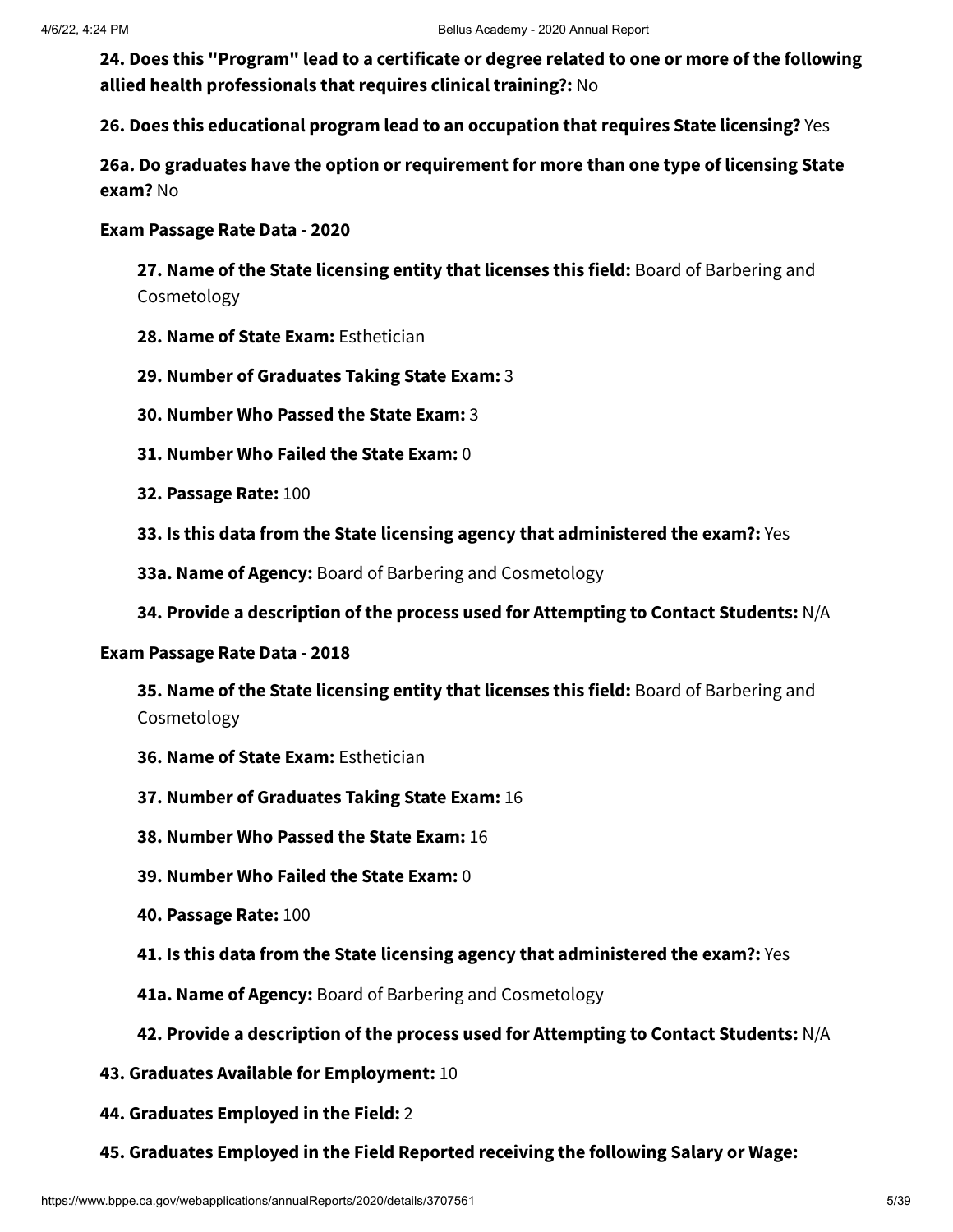**24. Does this "Program" lead to a certificate or degree related to one or more of the following allied health professionals that requires clinical training?:** No

**26. Does this educational program lead to an occupation that requires State licensing?** Yes

**26a. Do graduates have the option or requirement for more than one type of licensing State exam?** No

**Exam Passage Rate Data - 2020**

**27. Name of the State licensing entity that licenses this field:** Board of Barbering and Cosmetology

**28. Name of State Exam:** Esthetician

**29. Number of Graduates Taking State Exam:** 3

**30. Number Who Passed the State Exam:** 3

**31. Number Who Failed the State Exam:** 0

**32. Passage Rate:** 100

**33. Is this data from the State licensing agency that administered the exam?:** Yes

**33a. Name of Agency:** Board of Barbering and Cosmetology

**34. Provide a description of the process used for Attempting to Contact Students:** N/A

**Exam Passage Rate Data - 2018**

**35. Name of the State licensing entity that licenses this field:** Board of Barbering and Cosmetology

**36. Name of State Exam:** Esthetician

**37. Number of Graduates Taking State Exam:** 16

**38. Number Who Passed the State Exam:** 16

**39. Number Who Failed the State Exam:** 0

**40. Passage Rate:** 100

**41. Is this data from the State licensing agency that administered the exam?:** Yes

**41a. Name of Agency:** Board of Barbering and Cosmetology

**42. Provide a description of the process used for Attempting to Contact Students:** N/A

**43. Graduates Available for Employment:** 10

**44. Graduates Employed in the Field:** 2

**45. Graduates Employed in the Field Reported receiving the following Salary or Wage:**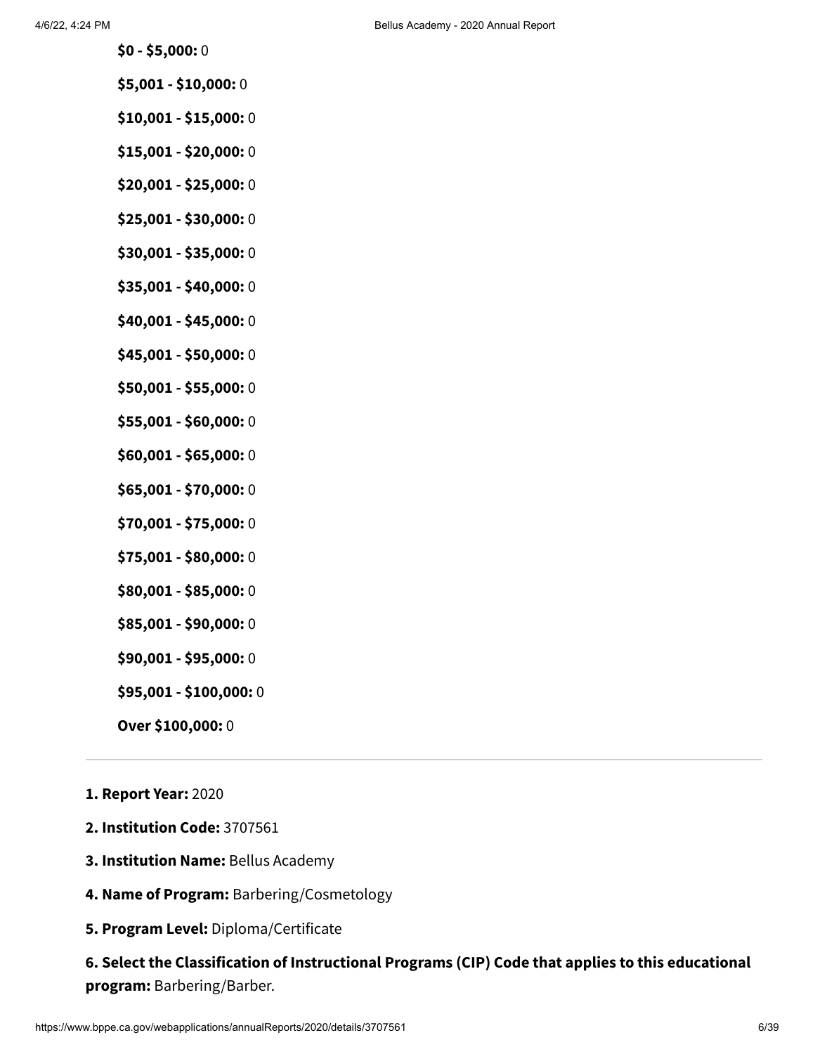**$0 - $5,000:** 0

**$5,001 - $10,000:** 0

**$10,001 - $15,000:** 0

**$15,001 - $20,000:** 0

**$20,001 - $25,000:** 0

**$25,001 - $30,000:** 0

**$30,001 - $35,000:** 0

**$35,001 - $40,000:** 0

**$40,001 - $45,000:** 0

**$45,001 - $50,000:** 0

**$50,001 - $55,000:** 0

**$55,001 - $60,000:** 0

**$60,001 - $65,000:** 0

**$65,001 - $70,000:** 0

**$70,001 - $75,000:** 0

**$75,001 - $80,000:** 0

**$80,001 - $85,000:** 0

**$85,001 - $90,000:** 0

**$90,001 - $95,000:** 0

**$95,001 - $100,000:** 0

**Over $100,000:** 0

---

**1. Report Year:** 2020

**2. Institution Code:** 3707561

**3. Institution Name:** Bellus Academy

**4. Name of Program:** Barbering/Cosmetology

**5. Program Level:** Diploma/Certificate

**6. Select the Classification of Instructional Programs (CIP) Code that applies to this educational program:** Barbering/Barber.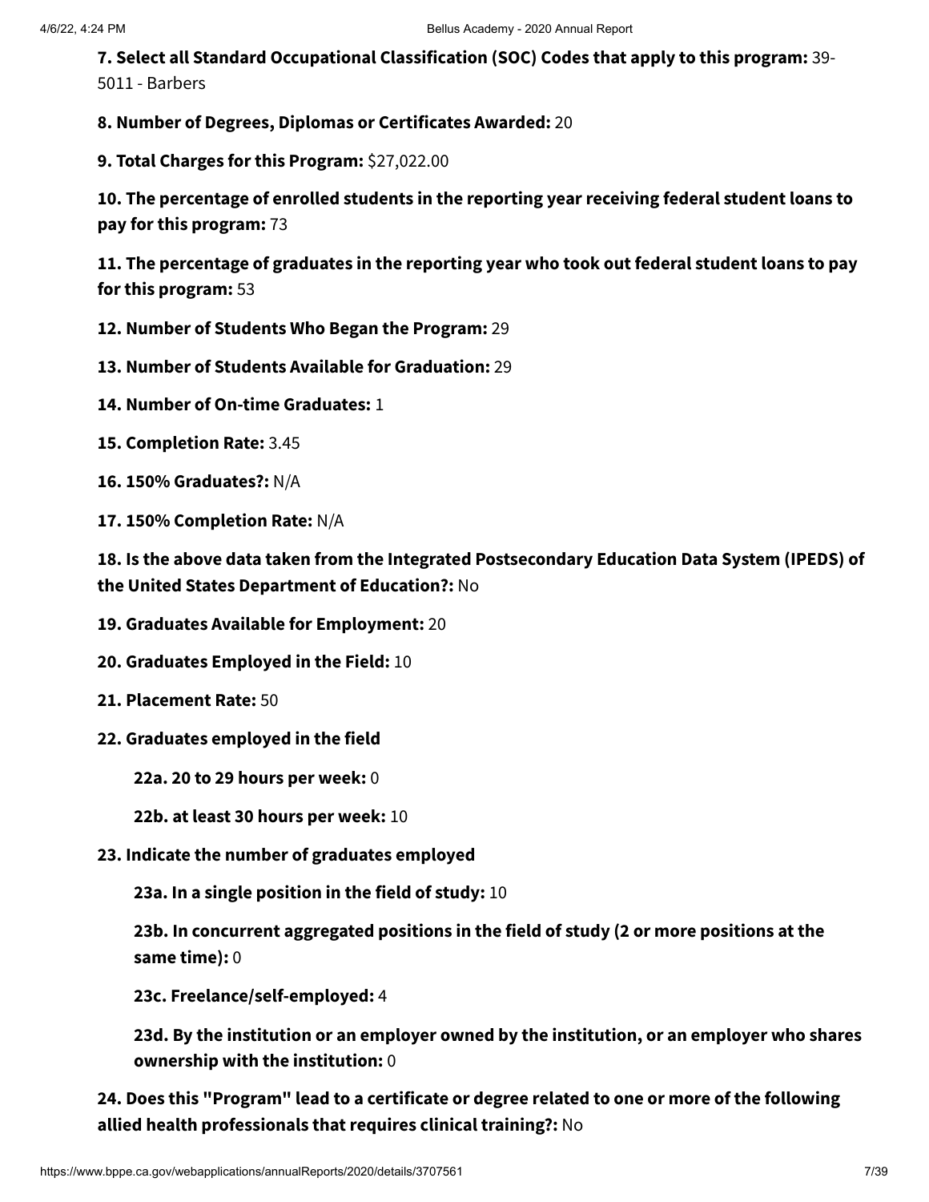**7. Select all Standard Occupational Classification (SOC) Codes that apply to this program:** 39-5011 - Barbers

**8. Number of Degrees, Diplomas or Certificates Awarded:** 20

**9. Total Charges for this Program:** $27,022.00

**10. The percentage of enrolled students in the reporting year receiving federal student loans to pay for this program:** 73

**11. The percentage of graduates in the reporting year who took out federal student loans to pay for this program:** 53

**12. Number of Students Who Began the Program:** 29

**13. Number of Students Available for Graduation:** 29

**14. Number of On-time Graduates:** 1

**15. Completion Rate:** 3.45

**16. 150% Graduates?:** N/A

**17. 150% Completion Rate:** N/A

**18. Is the above data taken from the Integrated Postsecondary Education Data System (IPEDS) of the United States Department of Education?:** No

**19. Graduates Available for Employment:** 20

**20. Graduates Employed in the Field:** 10

**21. Placement Rate:** 50

**22. Graduates employed in the field**

- **22a. 20 to 29 hours per week:** 0
- **22b. at least 30 hours per week:** 10

**23. Indicate the number of graduates employed**

- **23a. In a single position in the field of study:** 10
- **23b. In concurrent aggregated positions in the field of study (2 or more positions at the same time):** 0
- **23c. Freelance/self-employed:** 4
- **23d. By the institution or an employer owned by the institution, or an employer who shares ownership with the institution:** 0

**24. Does this "Program" lead to a certificate or degree related to one or more of the following allied health professionals that requires clinical training?:** No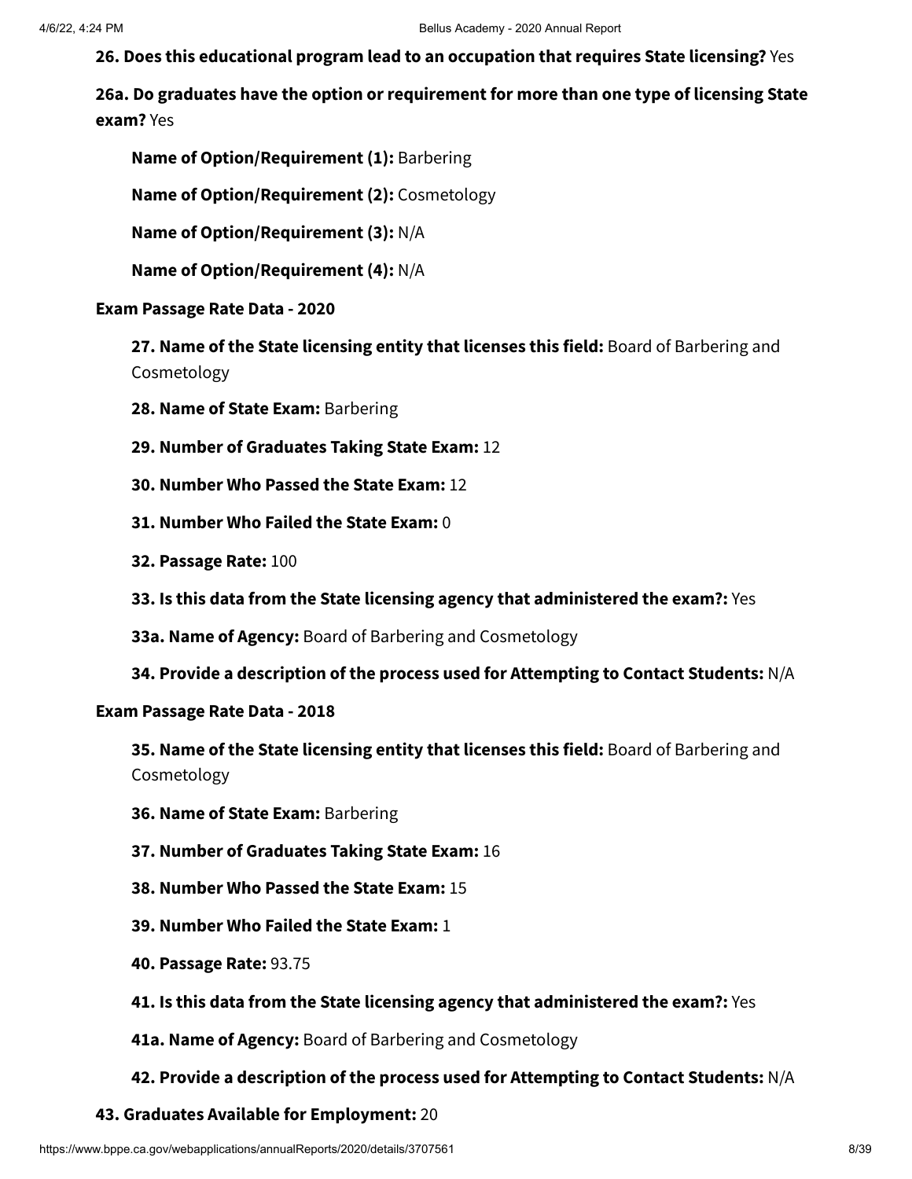**26. Does this educational program lead to an occupation that requires State licensing?** Yes

**26a. Do graduates have the option or requirement for more than one type of licensing State exam?** Yes

**Name of Option/Requirement (1):** Barbering

**Name of Option/Requirement (2):** Cosmetology

**Name of Option/Requirement (3):** N/A

**Name of Option/Requirement (4):** N/A

**Exam Passage Rate Data - 2020**

**27. Name of the State licensing entity that licenses this field:** Board of Barbering and Cosmetology

**28. Name of State Exam:** Barbering

**29. Number of Graduates Taking State Exam:** 12

**30. Number Who Passed the State Exam:** 12

**31. Number Who Failed the State Exam:** 0

**32. Passage Rate:** 100

**33. Is this data from the State licensing agency that administered the exam?:** Yes

**33a. Name of Agency:** Board of Barbering and Cosmetology

**34. Provide a description of the process used for Attempting to Contact Students:** N/A

**Exam Passage Rate Data - 2018**

**35. Name of the State licensing entity that licenses this field:** Board of Barbering and Cosmetology

**36. Name of State Exam:** Barbering

**37. Number of Graduates Taking State Exam:** 16

**38. Number Who Passed the State Exam:** 15

**39. Number Who Failed the State Exam:** 1

**40. Passage Rate:** 93.75

**41. Is this data from the State licensing agency that administered the exam?:** Yes

**41a. Name of Agency:** Board of Barbering and Cosmetology

**42. Provide a description of the process used for Attempting to Contact Students:** N/A

**43. Graduates Available for Employment:** 20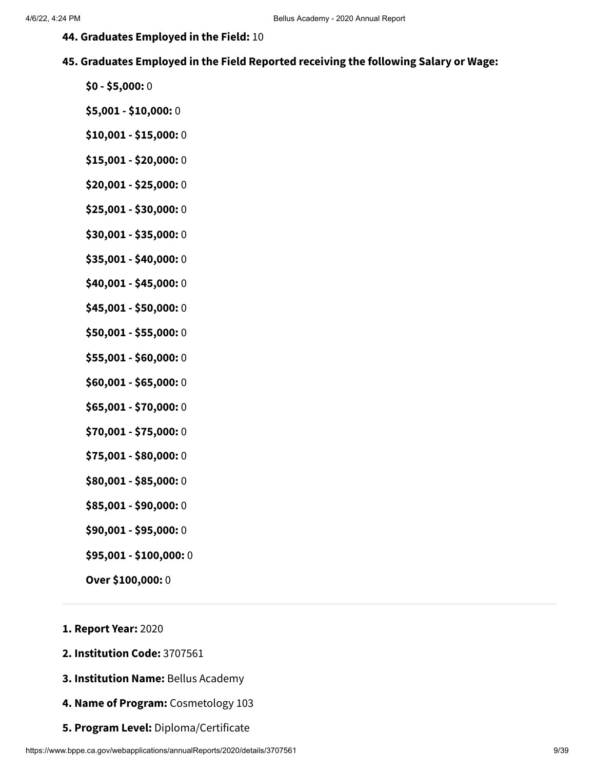**44. Graduates Employed in the Field:** 10

**45. Graduates Employed in the Field Reported receiving the following Salary or Wage:**

**$0 - $5,000:** 0

**$5,001 - $10,000:** 0

**$10,001 - $15,000:** 0

**$15,001 - $20,000:** 0

**$20,001 - $25,000:** 0

**$25,001 - $30,000:** 0

**$30,001 - $35,000:** 0

**$35,001 - $40,000:** 0

**$40,001 - $45,000:** 0

**$45,001 - $50,000:** 0

**$50,001 - $55,000:** 0

**$55,001 - $60,000:** 0

**$60,001 - $65,000:** 0

**$65,001 - $70,000:** 0

**$70,001 - $75,000:** 0

**$75,001 - $80,000:** 0

**$80,001 - $85,000:** 0

**$85,001 - $90,000:** 0

**$90,001 - $95,000:** 0

**$95,001 - $100,000:** 0

**Over $100,000:** 0

---

**1. Report Year:** 2020

**2. Institution Code:** 3707561

**3. Institution Name:** Bellus Academy

**4. Name of Program:** Cosmetology 103

**5. Program Level:** Diploma/Certificate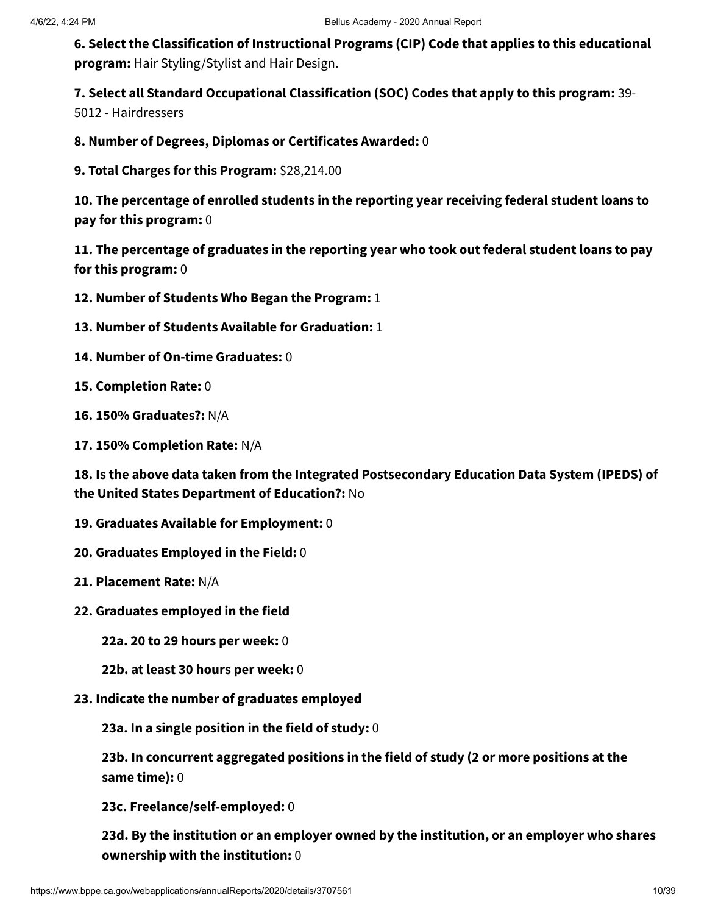**6. Select the Classification of Instructional Programs (CIP) Code that applies to this educational program:** Hair Styling/Stylist and Hair Design.

**7. Select all Standard Occupational Classification (SOC) Codes that apply to this program:** 39-5012 - Hairdressers

**8. Number of Degrees, Diplomas or Certificates Awarded:** 0

**9. Total Charges for this Program:** $28,214.00

**10. The percentage of enrolled students in the reporting year receiving federal student loans to pay for this program:** 0

**11. The percentage of graduates in the reporting year who took out federal student loans to pay for this program:** 0

**12. Number of Students Who Began the Program:** 1

**13. Number of Students Available for Graduation:** 1

**14. Number of On-time Graduates:** 0

**15. Completion Rate:** 0

**16. 150% Graduates?:** N/A

**17. 150% Completion Rate:** N/A

**18. Is the above data taken from the Integrated Postsecondary Education Data System (IPEDS) of the United States Department of Education?:** No

**19. Graduates Available for Employment:** 0

**20. Graduates Employed in the Field:** 0

**21. Placement Rate:** N/A

**22. Graduates employed in the field**

**22a. 20 to 29 hours per week:** 0

**22b. at least 30 hours per week:** 0

**23. Indicate the number of graduates employed**

**23a. In a single position in the field of study:** 0

**23b. In concurrent aggregated positions in the field of study (2 or more positions at the same time):** 0

**23c. Freelance/self-employed:** 0

**23d. By the institution or an employer owned by the institution, or an employer who shares ownership with the institution:** 0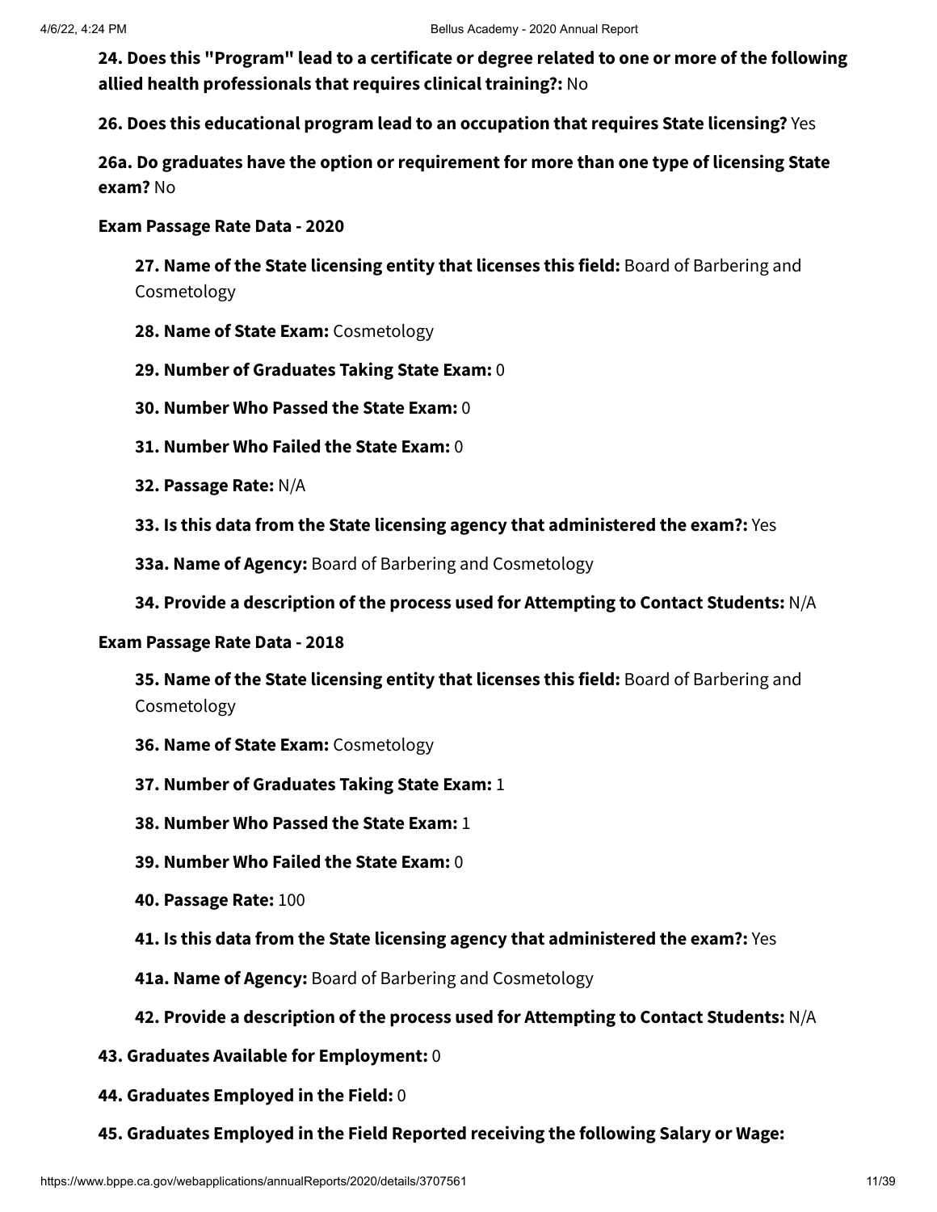**24. Does this "Program" lead to a certificate or degree related to one or more of the following allied health professionals that requires clinical training?:** No

**26. Does this educational program lead to an occupation that requires State licensing?** Yes

**26a. Do graduates have the option or requirement for more than one type of licensing State exam?** No

**Exam Passage Rate Data - 2020**

- **27. Name of the State licensing entity that licenses this field:** Board of Barbering and Cosmetology
- **28. Name of State Exam:** Cosmetology
- **29. Number of Graduates Taking State Exam:** 0
- **30. Number Who Passed the State Exam:** 0
- **31. Number Who Failed the State Exam:** 0
- **32. Passage Rate:** N/A
- **33. Is this data from the State licensing agency that administered the exam?:** Yes
- **33a. Name of Agency:** Board of Barbering and Cosmetology
- **34. Provide a description of the process used for Attempting to Contact Students:** N/A

**Exam Passage Rate Data - 2018**

- **35. Name of the State licensing entity that licenses this field:** Board of Barbering and Cosmetology
- **36. Name of State Exam:** Cosmetology
- **37. Number of Graduates Taking State Exam:** 1
- **38. Number Who Passed the State Exam:** 1
- **39. Number Who Failed the State Exam:** 0
- **40. Passage Rate:** 100
- **41. Is this data from the State licensing agency that administered the exam?:** Yes
- **41a. Name of Agency:** Board of Barbering and Cosmetology
- **42. Provide a description of the process used for Attempting to Contact Students:** N/A

**43. Graduates Available for Employment:** 0

**44. Graduates Employed in the Field:** 0

**45. Graduates Employed in the Field Reported receiving the following Salary or Wage:**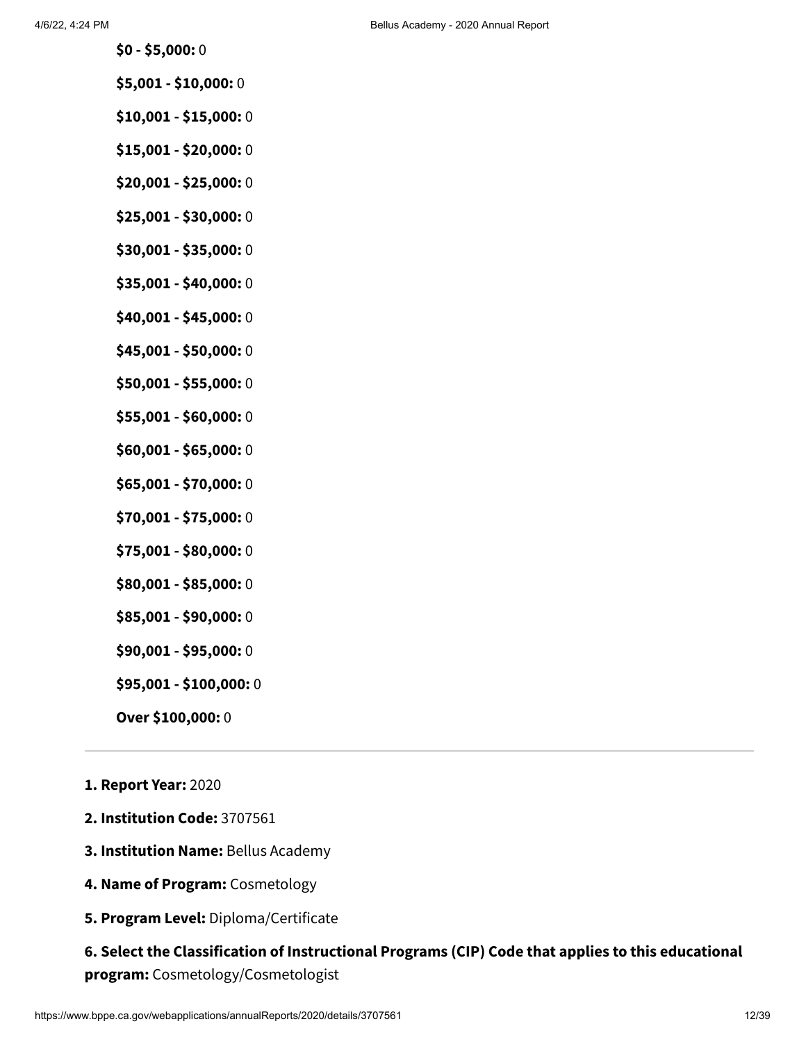**$0 - $5,000:** 0

**$5,001 - $10,000:** 0

**$10,001 - $15,000:** 0

**$15,001 - $20,000:** 0

**$20,001 - $25,000:** 0

**$25,001 - $30,000:** 0

**$30,001 - $35,000:** 0

**$35,001 - $40,000:** 0

**$40,001 - $45,000:** 0

**$45,001 - $50,000:** 0

**$50,001 - $55,000:** 0

**$55,001 - $60,000:** 0

**$60,001 - $65,000:** 0

**$65,001 - $70,000:** 0

**$70,001 - $75,000:** 0

**$75,001 - $80,000:** 0

**$80,001 - $85,000:** 0

**$85,001 - $90,000:** 0

**$90,001 - $95,000:** 0

**$95,001 - $100,000:** 0

**Over $100,000:** 0

---

**1. Report Year:** 2020

**2. Institution Code:** 3707561

**3. Institution Name:** Bellus Academy

**4. Name of Program:** Cosmetology

**5. Program Level:** Diploma/Certificate

**6. Select the Classification of Instructional Programs (CIP) Code that applies to this educational program:** Cosmetology/Cosmetologist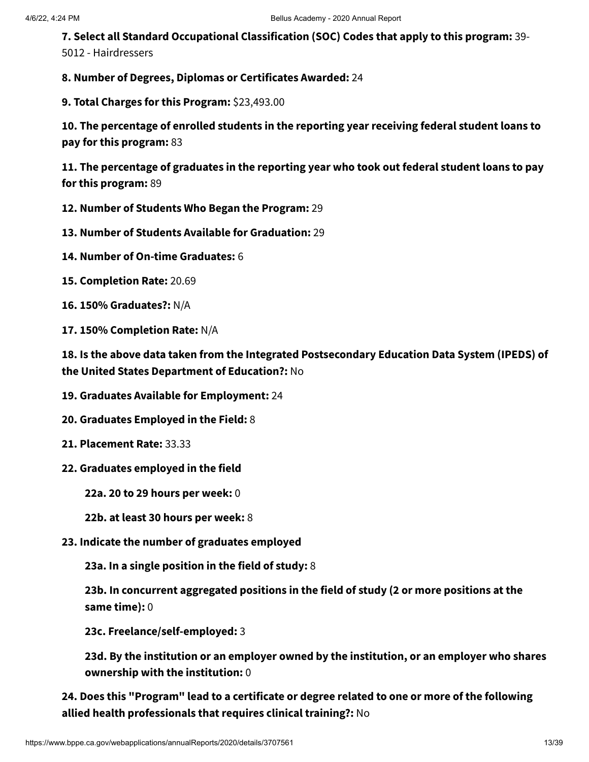**7. Select all Standard Occupational Classification (SOC) Codes that apply to this program:** 39-5012 - Hairdressers

**8. Number of Degrees, Diplomas or Certificates Awarded:** 24

**9. Total Charges for this Program:** $23,493.00

**10. The percentage of enrolled students in the reporting year receiving federal student loans to pay for this program:** 83

**11. The percentage of graduates in the reporting year who took out federal student loans to pay for this program:** 89

**12. Number of Students Who Began the Program:** 29

**13. Number of Students Available for Graduation:** 29

**14. Number of On-time Graduates:** 6

**15. Completion Rate:** 20.69

**16. 150% Graduates?:** N/A

**17. 150% Completion Rate:** N/A

**18. Is the above data taken from the Integrated Postsecondary Education Data System (IPEDS) of the United States Department of Education?:** No

**19. Graduates Available for Employment:** 24

**20. Graduates Employed in the Field:** 8

**21. Placement Rate:** 33.33

**22. Graduates employed in the field**

- **22a. 20 to 29 hours per week:** 0
- **22b. at least 30 hours per week:** 8

**23. Indicate the number of graduates employed**

- **23a. In a single position in the field of study:** 8
- **23b. In concurrent aggregated positions in the field of study (2 or more positions at the same time):** 0
- **23c. Freelance/self-employed:** 3
- **23d. By the institution or an employer owned by the institution, or an employer who shares ownership with the institution:** 0

**24. Does this "Program" lead to a certificate or degree related to one or more of the following allied health professionals that requires clinical training?:** No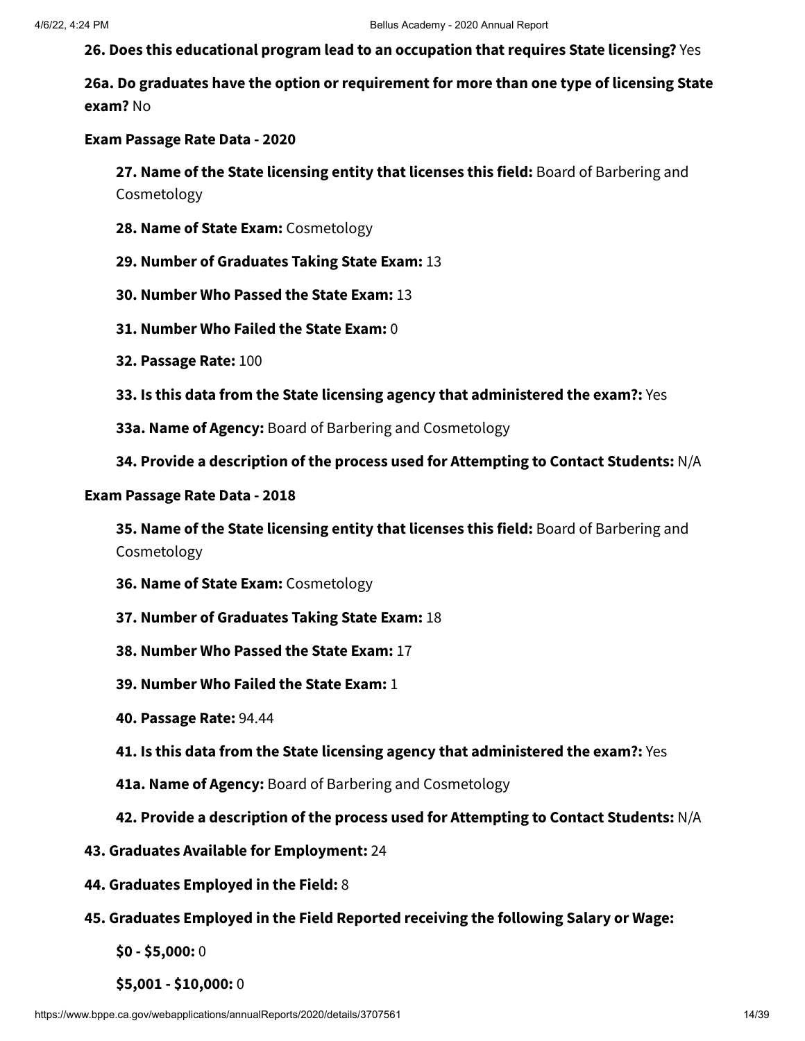**26. Does this educational program lead to an occupation that requires State licensing?** Yes

**26a. Do graduates have the option or requirement for more than one type of licensing State exam?** No

**Exam Passage Rate Data - 2020**

- **27. Name of the State licensing entity that licenses this field:** Board of Barbering and Cosmetology
- **28. Name of State Exam:** Cosmetology
- **29. Number of Graduates Taking State Exam:** 13
- **30. Number Who Passed the State Exam:** 13
- **31. Number Who Failed the State Exam:** 0
- **32. Passage Rate:** 100
- **33. Is this data from the State licensing agency that administered the exam?:** Yes
- **33a. Name of Agency:** Board of Barbering and Cosmetology
- **34. Provide a description of the process used for Attempting to Contact Students:** N/A

**Exam Passage Rate Data - 2018**

- **35. Name of the State licensing entity that licenses this field:** Board of Barbering and Cosmetology
- **36. Name of State Exam:** Cosmetology
- **37. Number of Graduates Taking State Exam:** 18
- **38. Number Who Passed the State Exam:** 17
- **39. Number Who Failed the State Exam:** 1
- **40. Passage Rate:** 94.44
- **41. Is this data from the State licensing agency that administered the exam?:** Yes
- **41a. Name of Agency:** Board of Barbering and Cosmetology
- **42. Provide a description of the process used for Attempting to Contact Students:** N/A

**43. Graduates Available for Employment:** 24

**44. Graduates Employed in the Field:** 8

**45. Graduates Employed in the Field Reported receiving the following Salary or Wage:**

- **$0 - $5,000:** 0
- **$5,001 - $10,000:** 0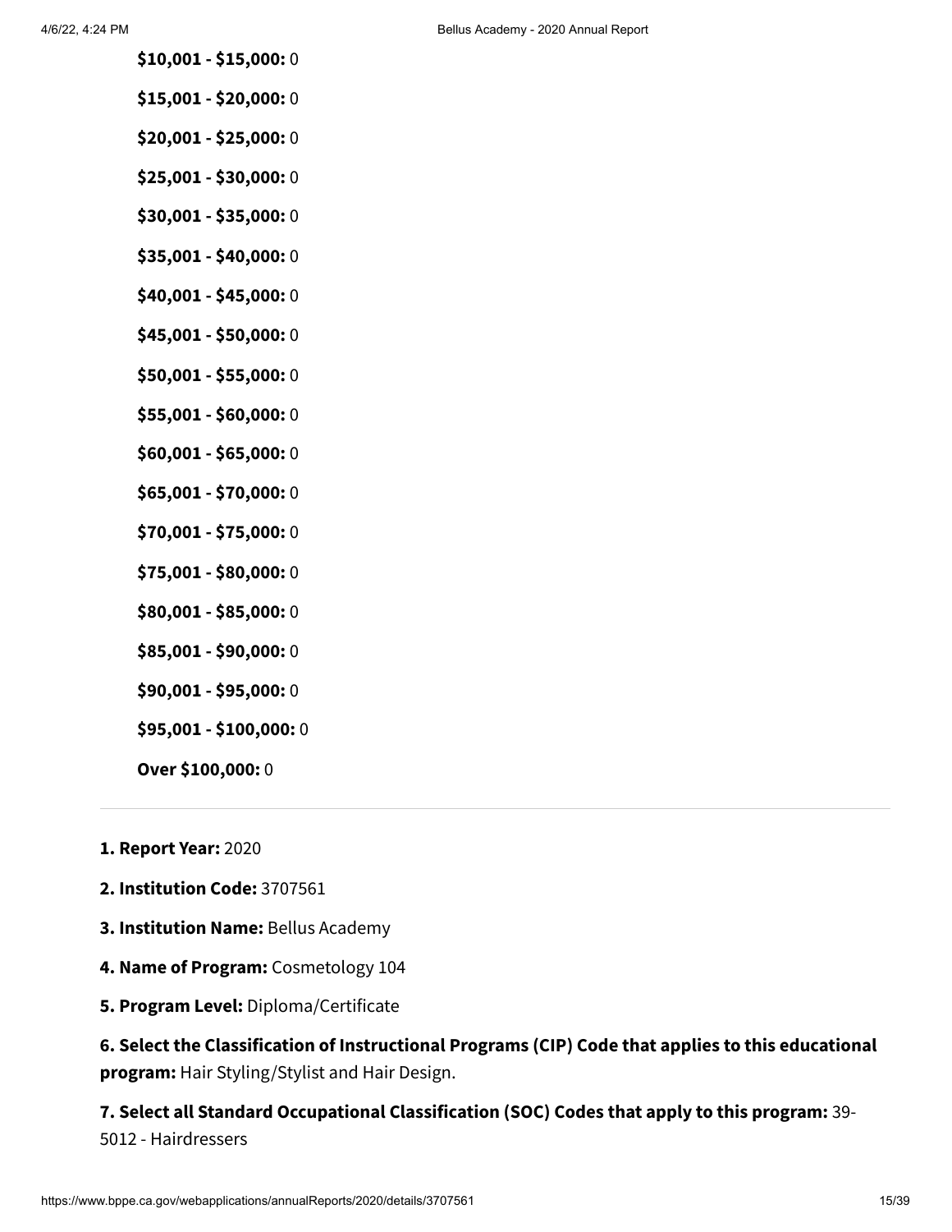**$10,001 - $15,000:** 0

**$15,001 - $20,000:** 0

**$20,001 - $25,000:** 0

**$25,001 - $30,000:** 0

**$30,001 - $35,000:** 0

**$35,001 - $40,000:** 0

**$40,001 - $45,000:** 0

**$45,001 - $50,000:** 0

**$50,001 - $55,000:** 0

**$55,001 - $60,000:** 0

**$60,001 - $65,000:** 0

**$65,001 - $70,000:** 0

**$70,001 - $75,000:** 0

**$75,001 - $80,000:** 0

**$80,001 - $85,000:** 0

**$85,001 - $90,000:** 0

**$90,001 - $95,000:** 0

**$95,001 - $100,000:** 0

**Over $100,000:** 0

---

**1. Report Year:** 2020

**2. Institution Code:** 3707561

**3. Institution Name:** Bellus Academy

**4. Name of Program:** Cosmetology 104

**5. Program Level:** Diploma/Certificate

**6. Select the Classification of Instructional Programs (CIP) Code that applies to this educational program:** Hair Styling/Stylist and Hair Design.

**7. Select all Standard Occupational Classification (SOC) Codes that apply to this program:** 39-5012 - Hairdressers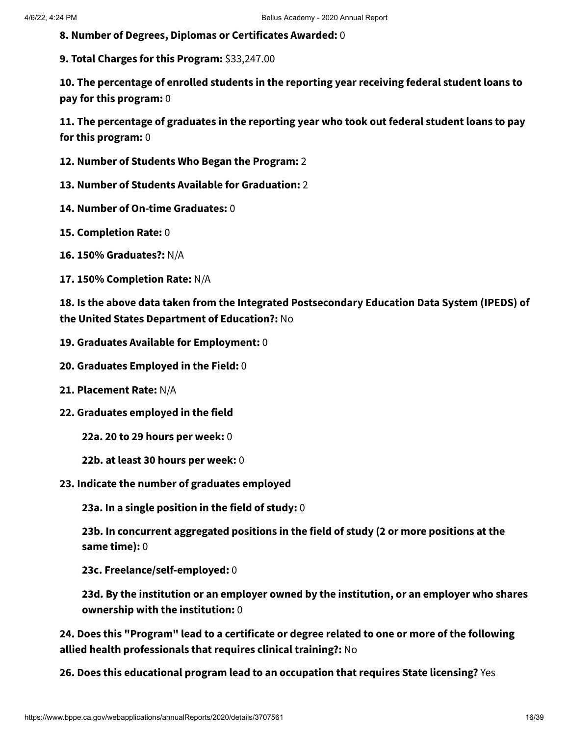**8. Number of Degrees, Diplomas or Certificates Awarded:** 0

**9. Total Charges for this Program:** $33,247.00

**10. The percentage of enrolled students in the reporting year receiving federal student loans to pay for this program:** 0

**11. The percentage of graduates in the reporting year who took out federal student loans to pay for this program:** 0

**12. Number of Students Who Began the Program:** 2

**13. Number of Students Available for Graduation:** 2

**14. Number of On-time Graduates:** 0

**15. Completion Rate:** 0

**16. 150% Graduates?:** N/A

**17. 150% Completion Rate:** N/A

**18. Is the above data taken from the Integrated Postsecondary Education Data System (IPEDS) of the United States Department of Education?:** No

**19. Graduates Available for Employment:** 0

**20. Graduates Employed in the Field:** 0

**21. Placement Rate:** N/A

**22. Graduates employed in the field**

- **22a. 20 to 29 hours per week:** 0
- **22b. at least 30 hours per week:** 0

**23. Indicate the number of graduates employed**

- **23a. In a single position in the field of study:** 0
- **23b. In concurrent aggregated positions in the field of study (2 or more positions at the same time):** 0
- **23c. Freelance/self-employed:** 0
- **23d. By the institution or an employer owned by the institution, or an employer who shares ownership with the institution:** 0

**24. Does this "Program" lead to a certificate or degree related to one or more of the following allied health professionals that requires clinical training?:** No

**26. Does this educational program lead to an occupation that requires State licensing?** Yes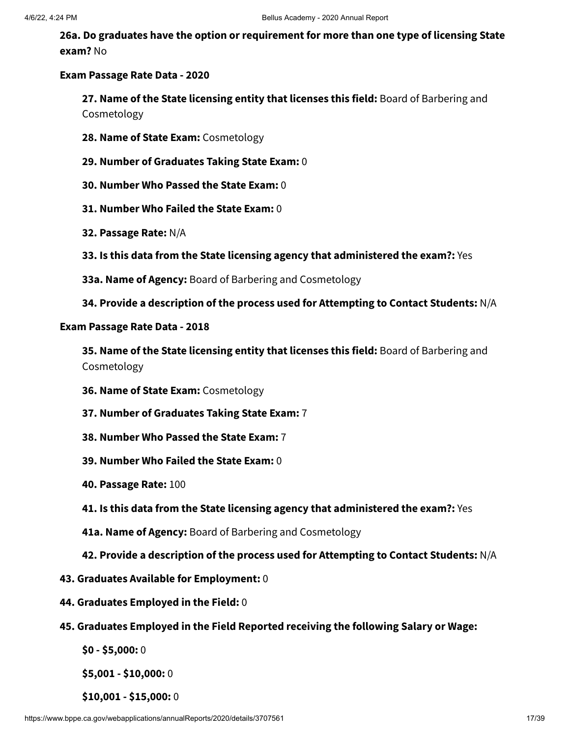**26a. Do graduates have the option or requirement for more than one type of licensing State exam?** No

**Exam Passage Rate Data - 2020**

**27. Name of the State licensing entity that licenses this field:** Board of Barbering and Cosmetology

**28. Name of State Exam:** Cosmetology

**29. Number of Graduates Taking State Exam:** 0

**30. Number Who Passed the State Exam:** 0

**31. Number Who Failed the State Exam:** 0

**32. Passage Rate:** N/A

**33. Is this data from the State licensing agency that administered the exam?:** Yes

**33a. Name of Agency:** Board of Barbering and Cosmetology

**34. Provide a description of the process used for Attempting to Contact Students:** N/A

**Exam Passage Rate Data - 2018**

**35. Name of the State licensing entity that licenses this field:** Board of Barbering and Cosmetology

**36. Name of State Exam:** Cosmetology

**37. Number of Graduates Taking State Exam:** 7

**38. Number Who Passed the State Exam:** 7

**39. Number Who Failed the State Exam:** 0

**40. Passage Rate:** 100

**41. Is this data from the State licensing agency that administered the exam?:** Yes

**41a. Name of Agency:** Board of Barbering and Cosmetology

**42. Provide a description of the process used for Attempting to Contact Students:** N/A

**43. Graduates Available for Employment:** 0

**44. Graduates Employed in the Field:** 0

**45. Graduates Employed in the Field Reported receiving the following Salary or Wage:**

**$0 - $5,000:** 0

**$5,001 - $10,000:** 0

**$10,001 - $15,000:** 0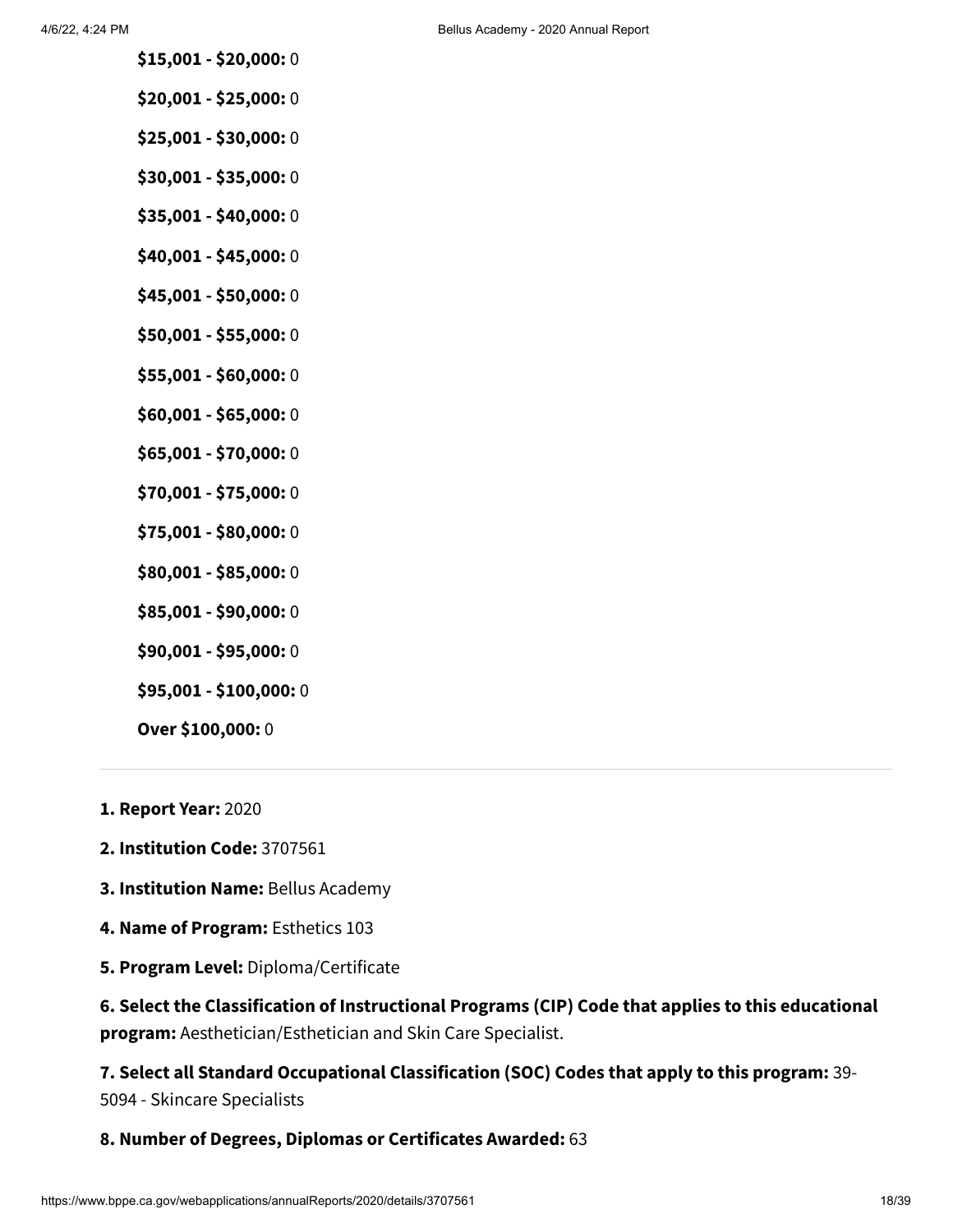**$15,001 - $20,000:** 0

**$20,001 - $25,000:** 0

**$25,001 - $30,000:** 0

**$30,001 - $35,000:** 0

**$35,001 - $40,000:** 0

**$40,001 - $45,000:** 0

**$45,001 - $50,000:** 0

**$50,001 - $55,000:** 0

**$55,001 - $60,000:** 0

**$60,001 - $65,000:** 0

**$65,001 - $70,000:** 0

**$70,001 - $75,000:** 0

**$75,001 - $80,000:** 0

**$80,001 - $85,000:** 0

**$85,001 - $90,000:** 0

**$90,001 - $95,000:** 0

**$95,001 - $100,000:** 0

**Over $100,000:** 0

---

**1. Report Year:** 2020

**2. Institution Code:** 3707561

**3. Institution Name:** Bellus Academy

**4. Name of Program:** Esthetics 103

**5. Program Level:** Diploma/Certificate

**6. Select the Classification of Instructional Programs (CIP) Code that applies to this educational program:** Aesthetician/Esthetician and Skin Care Specialist.

**7. Select all Standard Occupational Classification (SOC) Codes that apply to this program:** 39-5094 - Skincare Specialists

**8. Number of Degrees, Diplomas or Certificates Awarded:** 63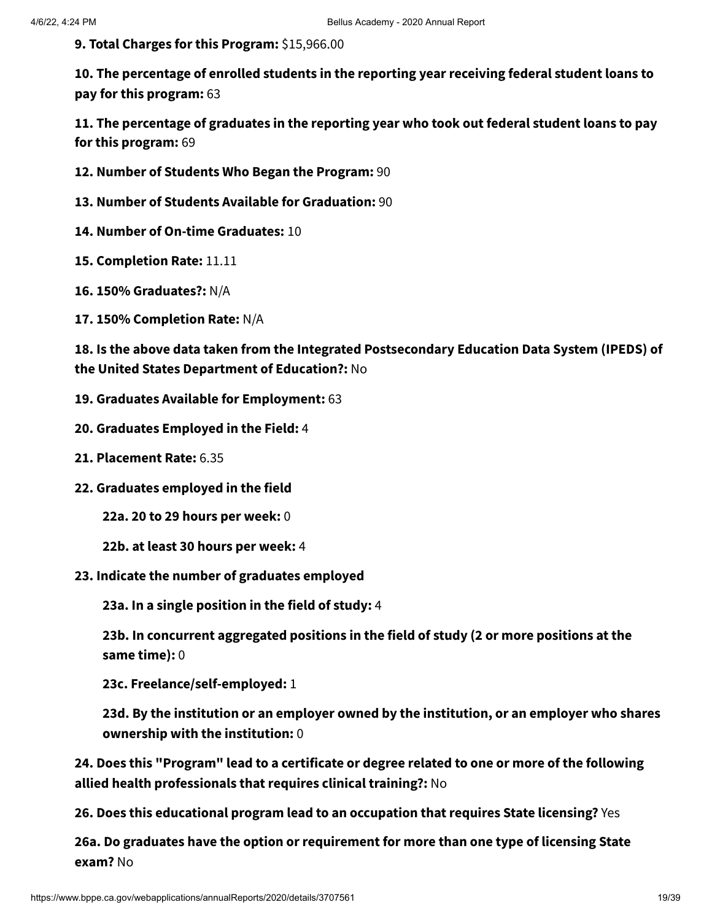**9. Total Charges for this Program:** $15,966.00

**10. The percentage of enrolled students in the reporting year receiving federal student loans to pay for this program:** 63

**11. The percentage of graduates in the reporting year who took out federal student loans to pay for this program:** 69

**12. Number of Students Who Began the Program:** 90

**13. Number of Students Available for Graduation:** 90

**14. Number of On-time Graduates:** 10

**15. Completion Rate:** 11.11

**16. 150% Graduates?:** N/A

**17. 150% Completion Rate:** N/A

**18. Is the above data taken from the Integrated Postsecondary Education Data System (IPEDS) of the United States Department of Education?:** No

**19. Graduates Available for Employment:** 63

**20. Graduates Employed in the Field:** 4

**21. Placement Rate:** 6.35

**22. Graduates employed in the field**

> **22a. 20 to 29 hours per week:** 0
>
> **22b. at least 30 hours per week:** 4

**23. Indicate the number of graduates employed**

> **23a. In a single position in the field of study:** 4
>
> **23b. In concurrent aggregated positions in the field of study (2 or more positions at the same time):** 0
>
> **23c. Freelance/self-employed:** 1
>
> **23d. By the institution or an employer owned by the institution, or an employer who shares ownership with the institution:** 0

**24. Does this "Program" lead to a certificate or degree related to one or more of the following allied health professionals that requires clinical training?:** No

**26. Does this educational program lead to an occupation that requires State licensing?** Yes

**26a. Do graduates have the option or requirement for more than one type of licensing State exam?** No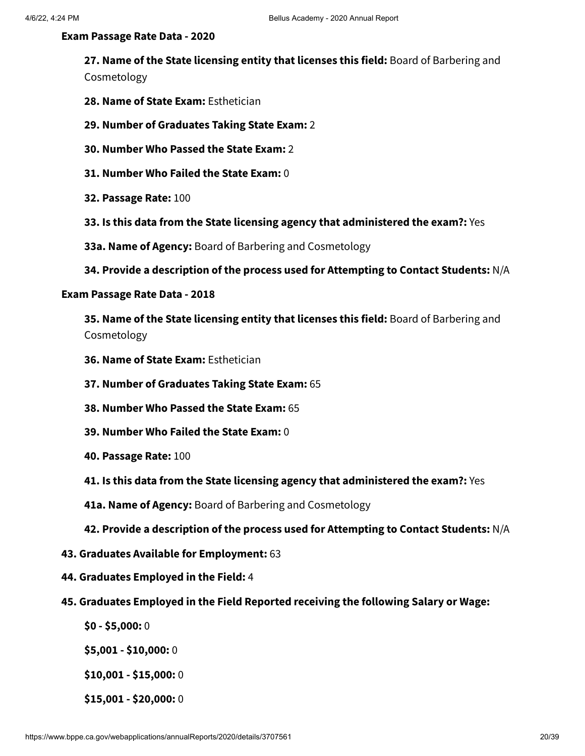**Exam Passage Rate Data - 2020**

**27. Name of the State licensing entity that licenses this field:** Board of Barbering and Cosmetology

**28. Name of State Exam:** Esthetician

**29. Number of Graduates Taking State Exam:** 2

**30. Number Who Passed the State Exam:** 2

**31. Number Who Failed the State Exam:** 0

**32. Passage Rate:** 100

**33. Is this data from the State licensing agency that administered the exam?:** Yes

**33a. Name of Agency:** Board of Barbering and Cosmetology

**34. Provide a description of the process used for Attempting to Contact Students:** N/A

**Exam Passage Rate Data - 2018**

**35. Name of the State licensing entity that licenses this field:** Board of Barbering and Cosmetology

**36. Name of State Exam:** Esthetician

**37. Number of Graduates Taking State Exam:** 65

**38. Number Who Passed the State Exam:** 65

**39. Number Who Failed the State Exam:** 0

**40. Passage Rate:** 100

**41. Is this data from the State licensing agency that administered the exam?:** Yes

**41a. Name of Agency:** Board of Barbering and Cosmetology

**42. Provide a description of the process used for Attempting to Contact Students:** N/A

**43. Graduates Available for Employment:** 63

**44. Graduates Employed in the Field:** 4

**45. Graduates Employed in the Field Reported receiving the following Salary or Wage:**

**$0 - $5,000:** 0

**$5,001 - $10,000:** 0

**$10,001 - $15,000:** 0

**$15,001 - $20,000:** 0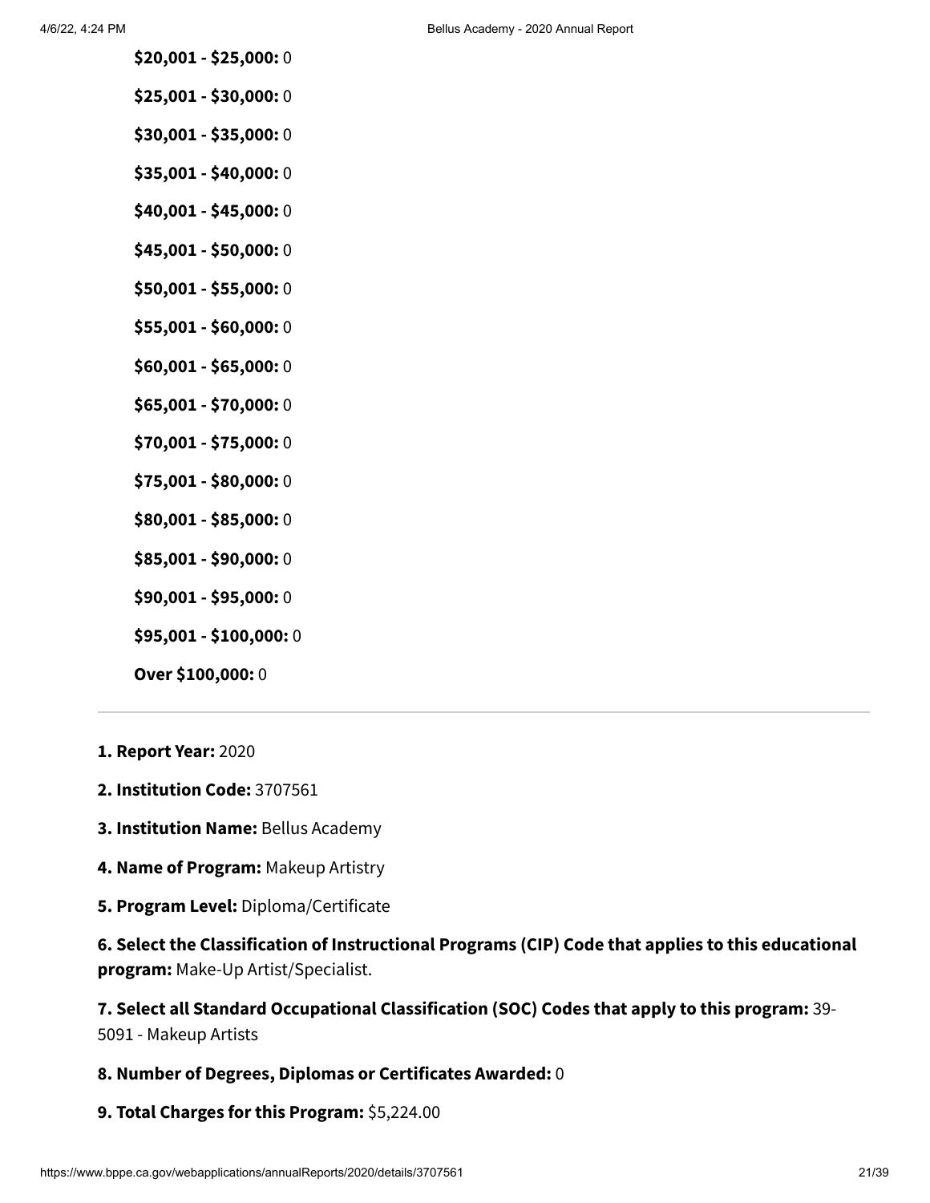**$20,001 - $25,000:** 0

**$25,001 - $30,000:** 0

**$30,001 - $35,000:** 0

**$35,001 - $40,000:** 0

**$40,001 - $45,000:** 0

**$45,001 - $50,000:** 0

**$50,001 - $55,000:** 0

**$55,001 - $60,000:** 0

**$60,001 - $65,000:** 0

**$65,001 - $70,000:** 0

**$70,001 - $75,000:** 0

**$75,001 - $80,000:** 0

**$80,001 - $85,000:** 0

**$85,001 - $90,000:** 0

**$90,001 - $95,000:** 0

**$95,001 - $100,000:** 0

**Over $100,000:** 0

---

**1. Report Year:** 2020

**2. Institution Code:** 3707561

**3. Institution Name:** Bellus Academy

**4. Name of Program:** Makeup Artistry

**5. Program Level:** Diploma/Certificate

**6. Select the Classification of Instructional Programs (CIP) Code that applies to this educational program:** Make-Up Artist/Specialist.

**7. Select all Standard Occupational Classification (SOC) Codes that apply to this program:** 39-5091 - Makeup Artists

**8. Number of Degrees, Diplomas or Certificates Awarded:** 0

**9. Total Charges for this Program:** $5,224.00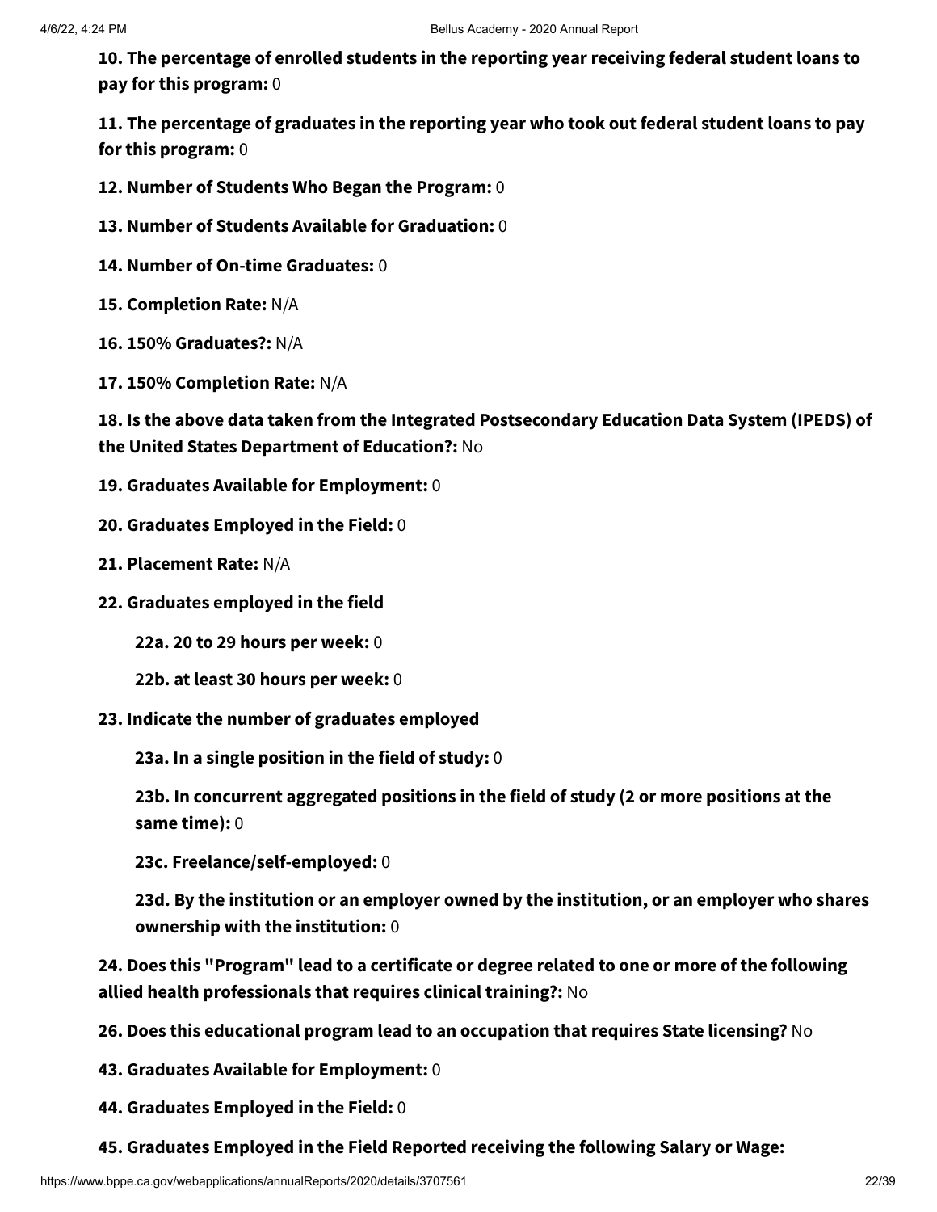**10. The percentage of enrolled students in the reporting year receiving federal student loans to pay for this program:** 0

**11. The percentage of graduates in the reporting year who took out federal student loans to pay for this program:** 0

**12. Number of Students Who Began the Program:** 0

**13. Number of Students Available for Graduation:** 0

**14. Number of On-time Graduates:** 0

**15. Completion Rate:** N/A

**16. 150% Graduates?:** N/A

**17. 150% Completion Rate:** N/A

**18. Is the above data taken from the Integrated Postsecondary Education Data System (IPEDS) of the United States Department of Education?:** No

**19. Graduates Available for Employment:** 0

**20. Graduates Employed in the Field:** 0

**21. Placement Rate:** N/A

**22. Graduates employed in the field**

> **22a. 20 to 29 hours per week:** 0
>
> **22b. at least 30 hours per week:** 0

**23. Indicate the number of graduates employed**

> **23a. In a single position in the field of study:** 0
>
> **23b. In concurrent aggregated positions in the field of study (2 or more positions at the same time):** 0
>
> **23c. Freelance/self-employed:** 0
>
> **23d. By the institution or an employer owned by the institution, or an employer who shares ownership with the institution:** 0

**24. Does this "Program" lead to a certificate or degree related to one or more of the following allied health professionals that requires clinical training?:** No

**26. Does this educational program lead to an occupation that requires State licensing?** No

**43. Graduates Available for Employment:** 0

**44. Graduates Employed in the Field:** 0

**45. Graduates Employed in the Field Reported receiving the following Salary or Wage:**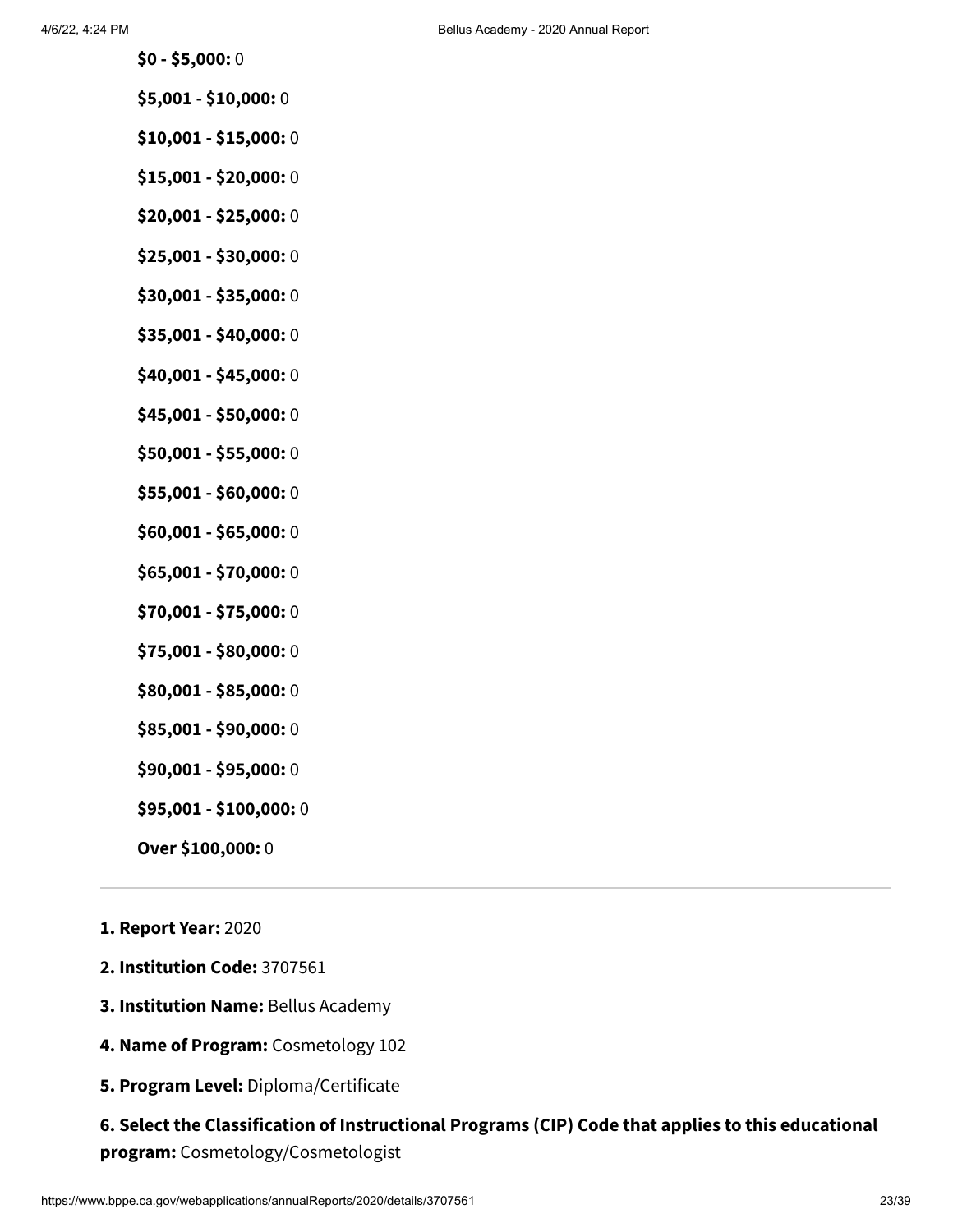**$0 - $5,000:** 0

**$5,001 - $10,000:** 0

**$10,001 - $15,000:** 0

**$15,001 - $20,000:** 0

**$20,001 - $25,000:** 0

**$25,001 - $30,000:** 0

**$30,001 - $35,000:** 0

**$35,001 - $40,000:** 0

**$40,001 - $45,000:** 0

**$45,001 - $50,000:** 0

**$50,001 - $55,000:** 0

**$55,001 - $60,000:** 0

**$60,001 - $65,000:** 0

**$65,001 - $70,000:** 0

**$70,001 - $75,000:** 0

**$75,001 - $80,000:** 0

**$80,001 - $85,000:** 0

**$85,001 - $90,000:** 0

**$90,001 - $95,000:** 0

**$95,001 - $100,000:** 0

**Over $100,000:** 0

---

**1. Report Year:** 2020

**2. Institution Code:** 3707561

**3. Institution Name:** Bellus Academy

**4. Name of Program:** Cosmetology 102

**5. Program Level:** Diploma/Certificate

**6. Select the Classification of Instructional Programs (CIP) Code that applies to this educational program:** Cosmetology/Cosmetologist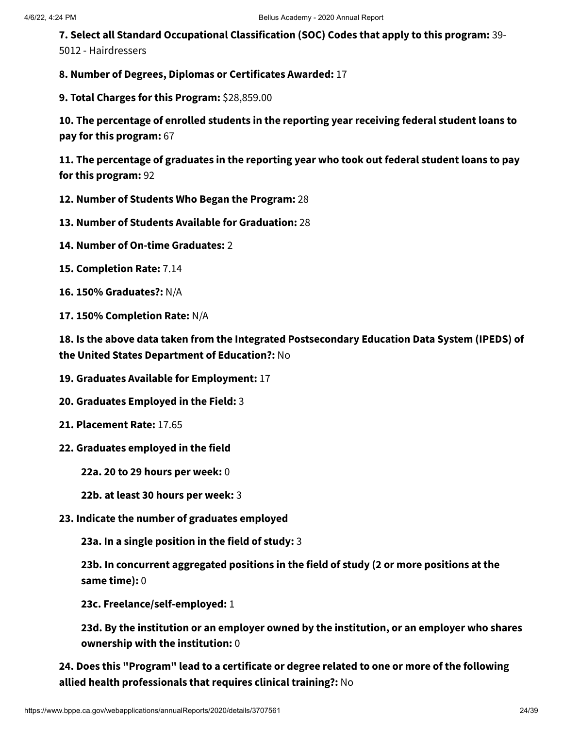**7. Select all Standard Occupational Classification (SOC) Codes that apply to this program:** 39-5012 - Hairdressers

**8. Number of Degrees, Diplomas or Certificates Awarded:** 17

**9. Total Charges for this Program:** $28,859.00

**10. The percentage of enrolled students in the reporting year receiving federal student loans to pay for this program:** 67

**11. The percentage of graduates in the reporting year who took out federal student loans to pay for this program:** 92

**12. Number of Students Who Began the Program:** 28

**13. Number of Students Available for Graduation:** 28

**14. Number of On-time Graduates:** 2

**15. Completion Rate:** 7.14

**16. 150% Graduates?:** N/A

**17. 150% Completion Rate:** N/A

**18. Is the above data taken from the Integrated Postsecondary Education Data System (IPEDS) of the United States Department of Education?:** No

**19. Graduates Available for Employment:** 17

**20. Graduates Employed in the Field:** 3

**21. Placement Rate:** 17.65

**22. Graduates employed in the field**

- **22a. 20 to 29 hours per week:** 0
- **22b. at least 30 hours per week:** 3

**23. Indicate the number of graduates employed**

- **23a. In a single position in the field of study:** 3
- **23b. In concurrent aggregated positions in the field of study (2 or more positions at the same time):** 0
- **23c. Freelance/self-employed:** 1
- **23d. By the institution or an employer owned by the institution, or an employer who shares ownership with the institution:** 0

**24. Does this "Program" lead to a certificate or degree related to one or more of the following allied health professionals that requires clinical training?:** No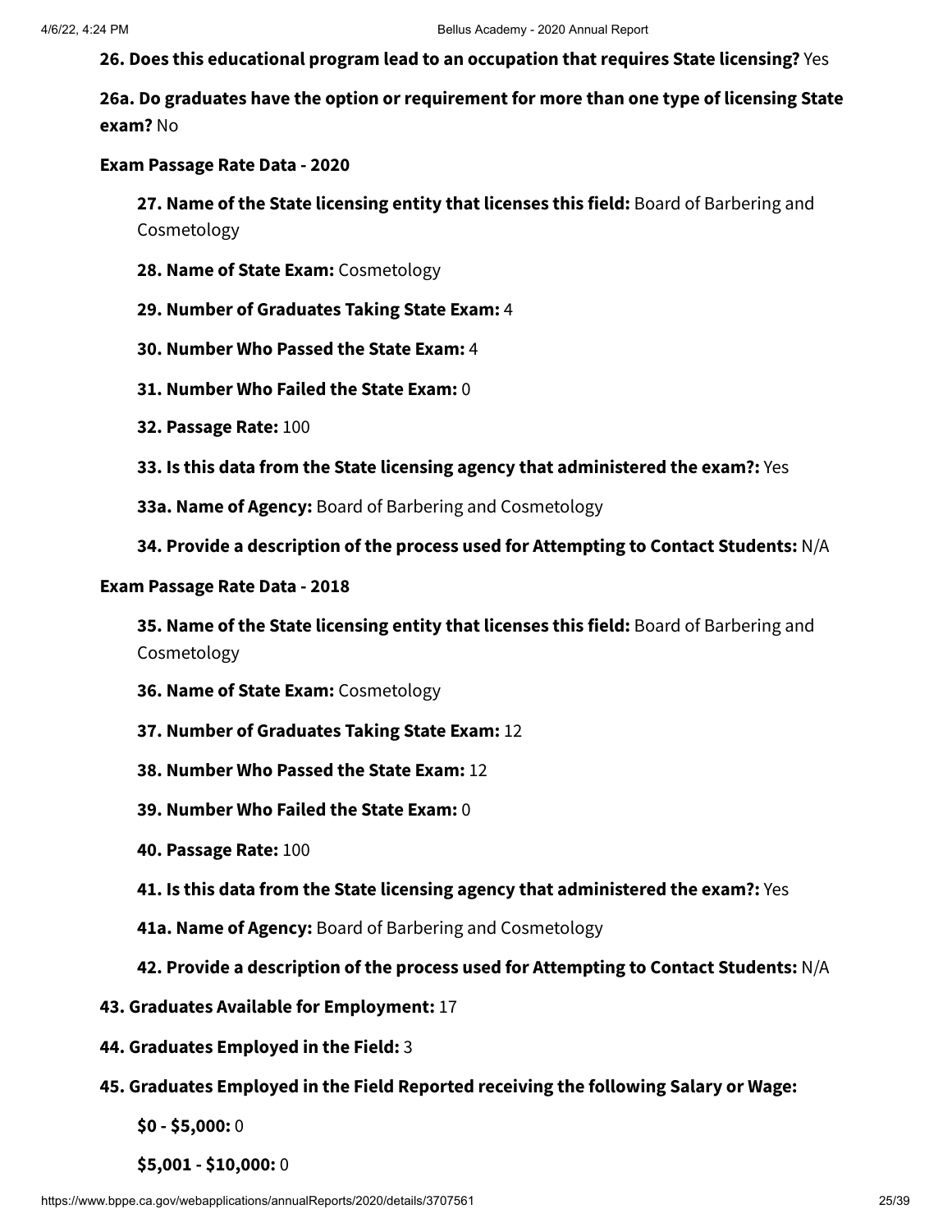**26. Does this educational program lead to an occupation that requires State licensing?** Yes

**26a. Do graduates have the option or requirement for more than one type of licensing State exam?** No

**Exam Passage Rate Data - 2020**

- **27. Name of the State licensing entity that licenses this field:** Board of Barbering and Cosmetology
- **28. Name of State Exam:** Cosmetology
- **29. Number of Graduates Taking State Exam:** 4
- **30. Number Who Passed the State Exam:** 4
- **31. Number Who Failed the State Exam:** 0
- **32. Passage Rate:** 100
- **33. Is this data from the State licensing agency that administered the exam?:** Yes
- **33a. Name of Agency:** Board of Barbering and Cosmetology
- **34. Provide a description of the process used for Attempting to Contact Students:** N/A

**Exam Passage Rate Data - 2018**

- **35. Name of the State licensing entity that licenses this field:** Board of Barbering and Cosmetology
- **36. Name of State Exam:** Cosmetology
- **37. Number of Graduates Taking State Exam:** 12
- **38. Number Who Passed the State Exam:** 12
- **39. Number Who Failed the State Exam:** 0
- **40. Passage Rate:** 100
- **41. Is this data from the State licensing agency that administered the exam?:** Yes
- **41a. Name of Agency:** Board of Barbering and Cosmetology
- **42. Provide a description of the process used for Attempting to Contact Students:** N/A

**43. Graduates Available for Employment:** 17

**44. Graduates Employed in the Field:** 3

**45. Graduates Employed in the Field Reported receiving the following Salary or Wage:**

- **$0 - $5,000:** 0
- **$5,001 - $10,000:** 0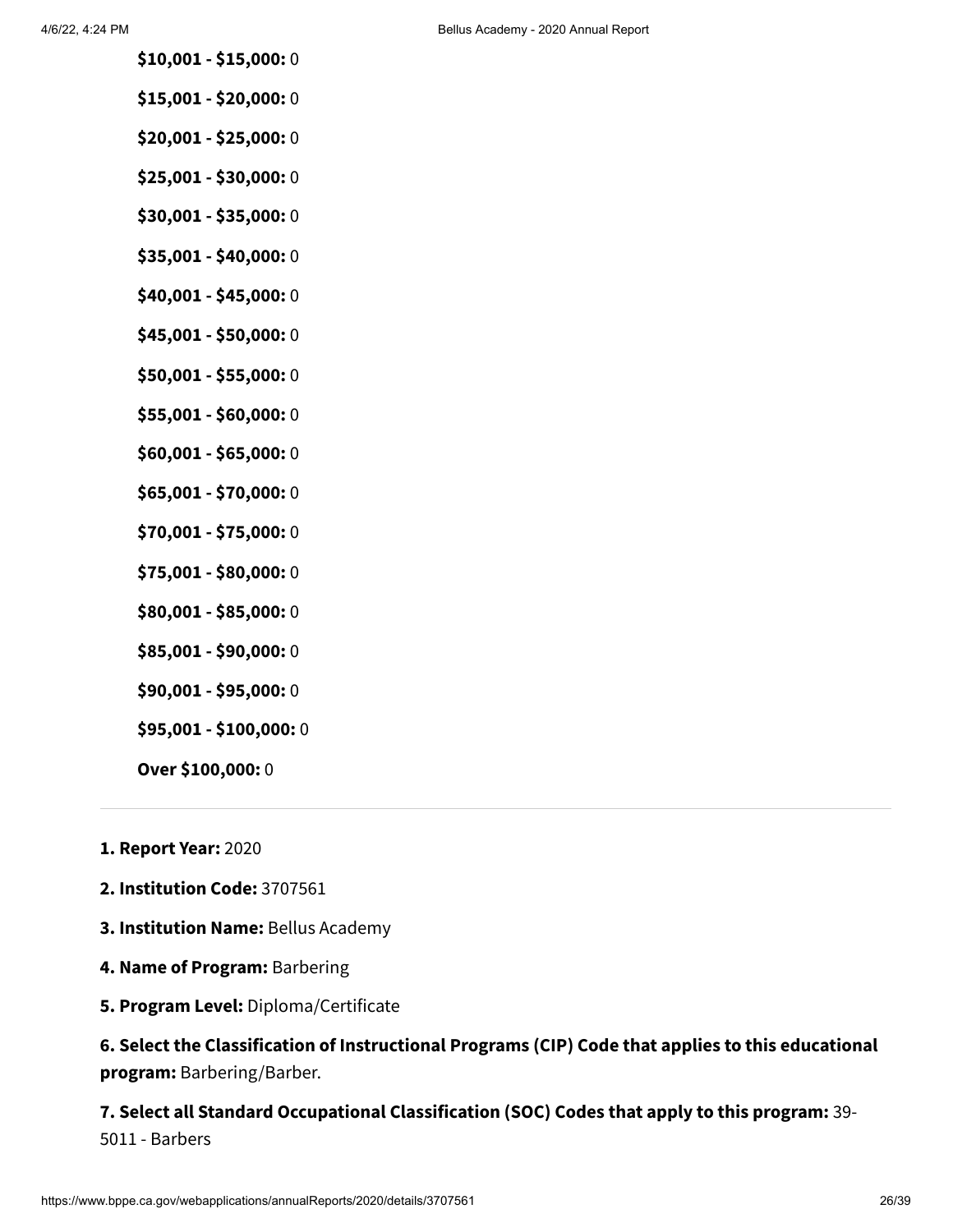**$10,001 - $15,000:** 0

**$15,001 - $20,000:** 0

**$20,001 - $25,000:** 0

**$25,001 - $30,000:** 0

**$30,001 - $35,000:** 0

**$35,001 - $40,000:** 0

**$40,001 - $45,000:** 0

**$45,001 - $50,000:** 0

**$50,001 - $55,000:** 0

**$55,001 - $60,000:** 0

**$60,001 - $65,000:** 0

**$65,001 - $70,000:** 0

**$70,001 - $75,000:** 0

**$75,001 - $80,000:** 0

**$80,001 - $85,000:** 0

**$85,001 - $90,000:** 0

**$90,001 - $95,000:** 0

**$95,001 - $100,000:** 0

**Over $100,000:** 0

---

**1. Report Year:** 2020

**2. Institution Code:** 3707561

**3. Institution Name:** Bellus Academy

**4. Name of Program:** Barbering

**5. Program Level:** Diploma/Certificate

**6. Select the Classification of Instructional Programs (CIP) Code that applies to this educational program:** Barbering/Barber.

**7. Select all Standard Occupational Classification (SOC) Codes that apply to this program:** 39-5011 - Barbers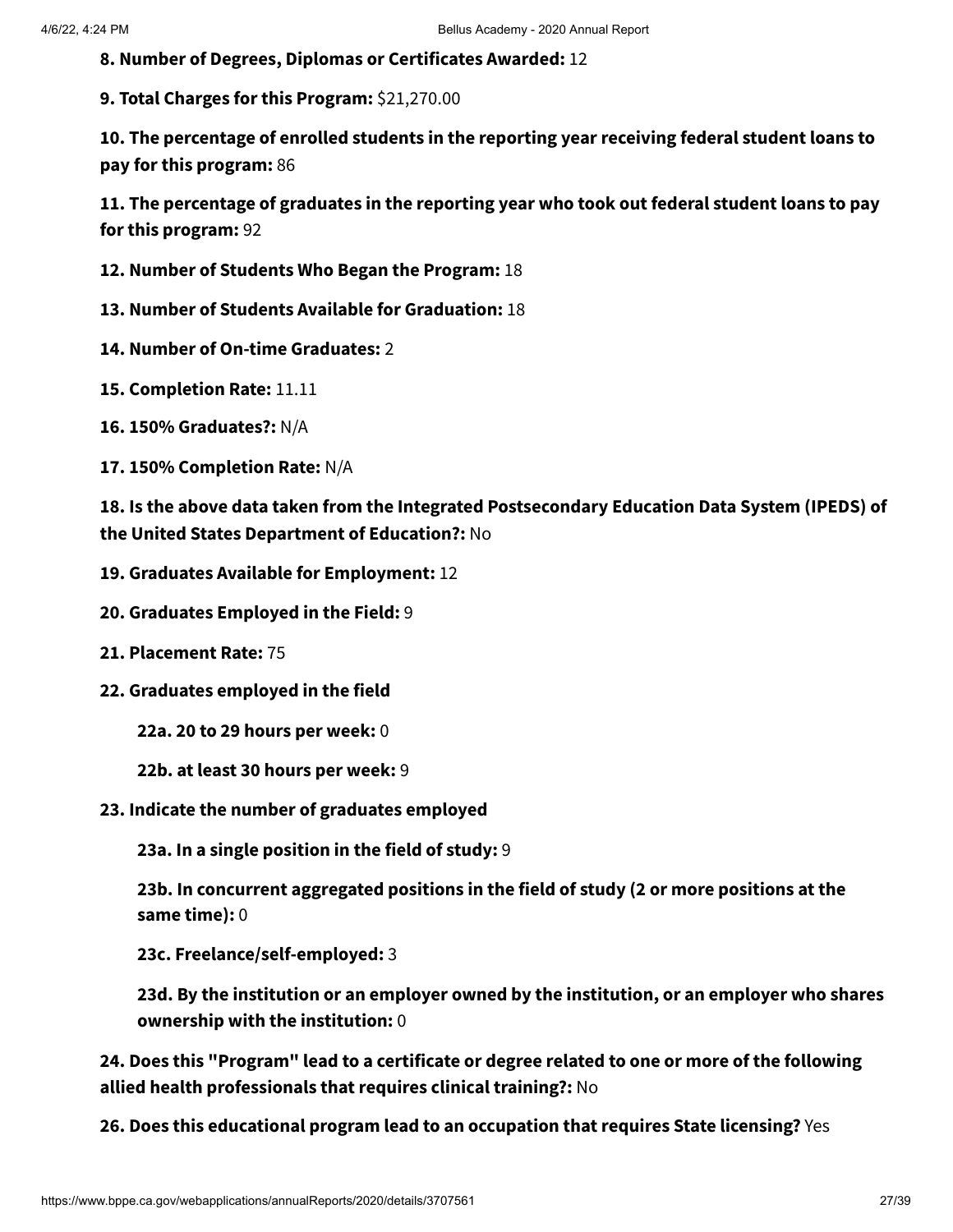**8. Number of Degrees, Diplomas or Certificates Awarded:** 12

**9. Total Charges for this Program:** $21,270.00

**10. The percentage of enrolled students in the reporting year receiving federal student loans to pay for this program:** 86

**11. The percentage of graduates in the reporting year who took out federal student loans to pay for this program:** 92

**12. Number of Students Who Began the Program:** 18

**13. Number of Students Available for Graduation:** 18

**14. Number of On-time Graduates:** 2

**15. Completion Rate:** 11.11

**16. 150% Graduates?:** N/A

**17. 150% Completion Rate:** N/A

**18. Is the above data taken from the Integrated Postsecondary Education Data System (IPEDS) of the United States Department of Education?:** No

**19. Graduates Available for Employment:** 12

**20. Graduates Employed in the Field:** 9

**21. Placement Rate:** 75

**22. Graduates employed in the field**

**22a. 20 to 29 hours per week:** 0

**22b. at least 30 hours per week:** 9

**23. Indicate the number of graduates employed**

**23a. In a single position in the field of study:** 9

**23b. In concurrent aggregated positions in the field of study (2 or more positions at the same time):** 0

**23c. Freelance/self-employed:** 3

**23d. By the institution or an employer owned by the institution, or an employer who shares ownership with the institution:** 0

**24. Does this "Program" lead to a certificate or degree related to one or more of the following allied health professionals that requires clinical training?:** No

**26. Does this educational program lead to an occupation that requires State licensing?** Yes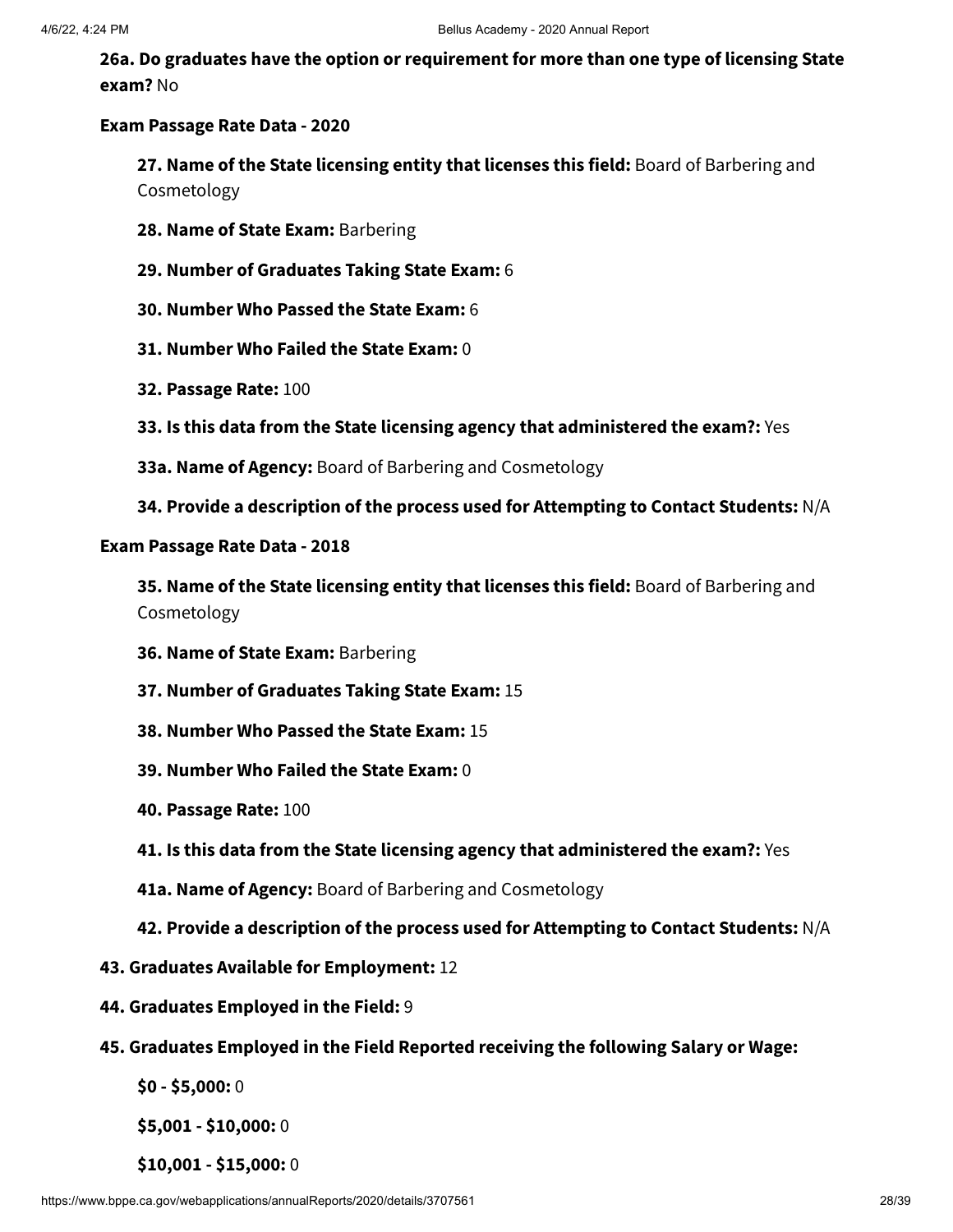**26a. Do graduates have the option or requirement for more than one type of licensing State exam?** No

**Exam Passage Rate Data - 2020**

**27. Name of the State licensing entity that licenses this field:** Board of Barbering and Cosmetology

**28. Name of State Exam:** Barbering

**29. Number of Graduates Taking State Exam:** 6

**30. Number Who Passed the State Exam:** 6

**31. Number Who Failed the State Exam:** 0

**32. Passage Rate:** 100

**33. Is this data from the State licensing agency that administered the exam?:** Yes

**33a. Name of Agency:** Board of Barbering and Cosmetology

**34. Provide a description of the process used for Attempting to Contact Students:** N/A

**Exam Passage Rate Data - 2018**

**35. Name of the State licensing entity that licenses this field:** Board of Barbering and Cosmetology

**36. Name of State Exam:** Barbering

**37. Number of Graduates Taking State Exam:** 15

**38. Number Who Passed the State Exam:** 15

**39. Number Who Failed the State Exam:** 0

**40. Passage Rate:** 100

**41. Is this data from the State licensing agency that administered the exam?:** Yes

**41a. Name of Agency:** Board of Barbering and Cosmetology

**42. Provide a description of the process used for Attempting to Contact Students:** N/A

**43. Graduates Available for Employment:** 12

**44. Graduates Employed in the Field:** 9

**45. Graduates Employed in the Field Reported receiving the following Salary or Wage:**

**$0 - $5,000:** 0

**$5,001 - $10,000:** 0

**$10,001 - $15,000:** 0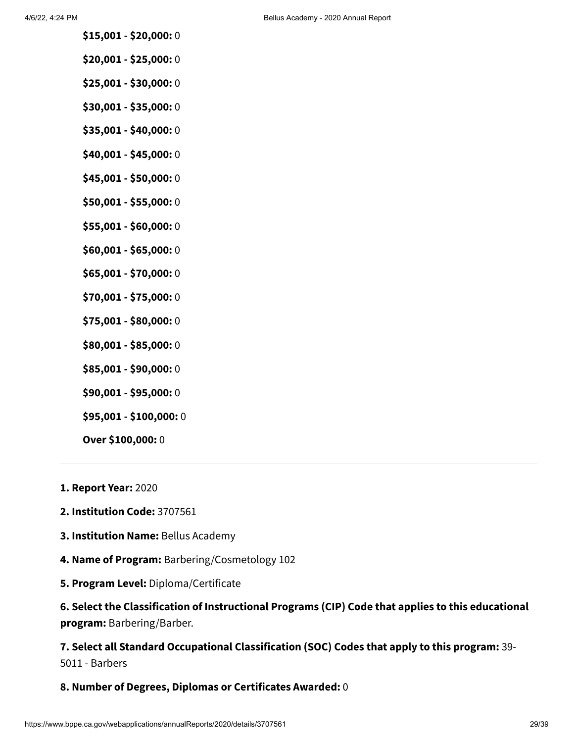**$15,001 - $20,000:** 0

**$20,001 - $25,000:** 0

**$25,001 - $30,000:** 0

**$30,001 - $35,000:** 0

**$35,001 - $40,000:** 0

**$40,001 - $45,000:** 0

**$45,001 - $50,000:** 0

**$50,001 - $55,000:** 0

**$55,001 - $60,000:** 0

**$60,001 - $65,000:** 0

**$65,001 - $70,000:** 0

**$70,001 - $75,000:** 0

**$75,001 - $80,000:** 0

**$80,001 - $85,000:** 0

**$85,001 - $90,000:** 0

**$90,001 - $95,000:** 0

**$95,001 - $100,000:** 0

**Over $100,000:** 0

---

**1. Report Year:** 2020

**2. Institution Code:** 3707561

**3. Institution Name:** Bellus Academy

**4. Name of Program:** Barbering/Cosmetology 102

**5. Program Level:** Diploma/Certificate

**6. Select the Classification of Instructional Programs (CIP) Code that applies to this educational program:** Barbering/Barber.

**7. Select all Standard Occupational Classification (SOC) Codes that apply to this program:** 39-5011 - Barbers

**8. Number of Degrees, Diplomas or Certificates Awarded:** 0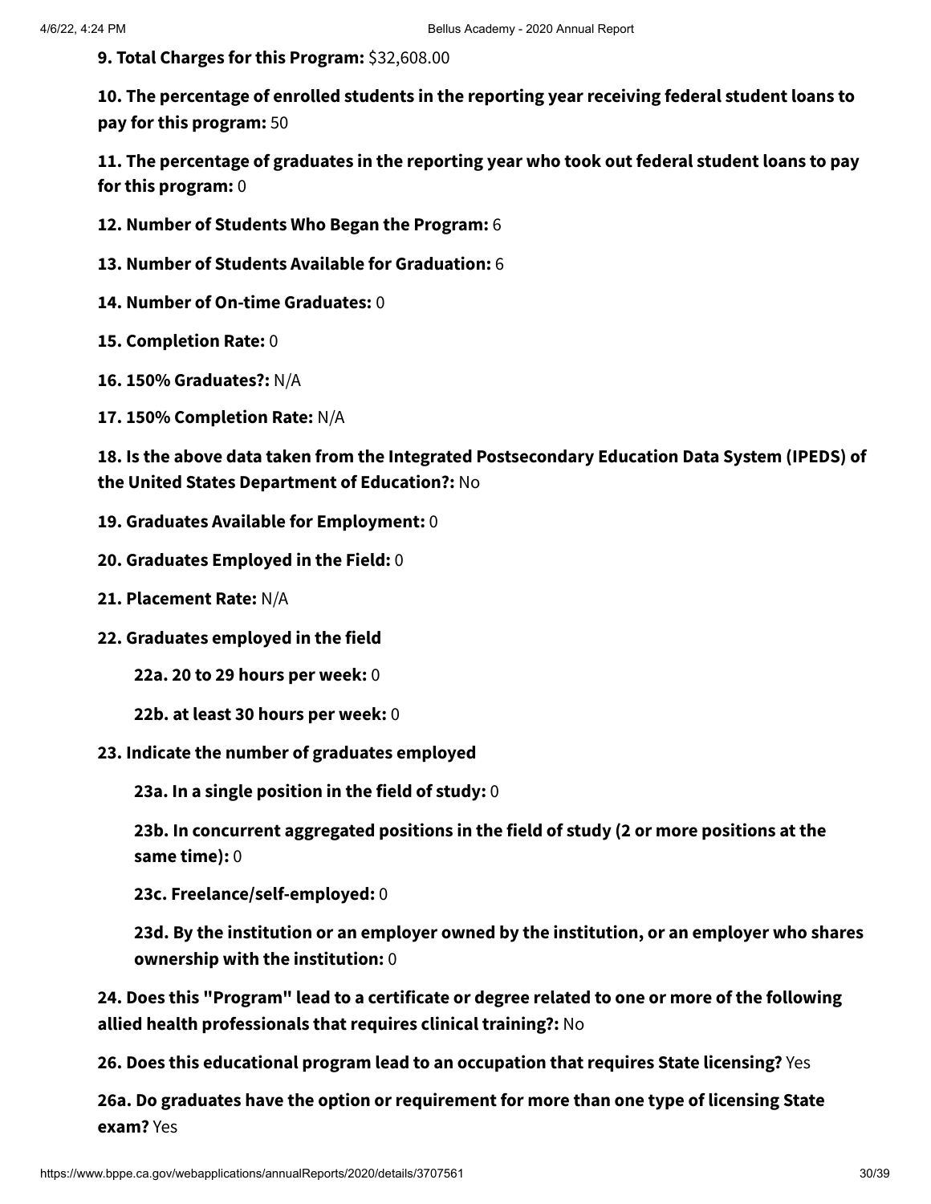**9. Total Charges for this Program:** $32,608.00

**10. The percentage of enrolled students in the reporting year receiving federal student loans to pay for this program:** 50

**11. The percentage of graduates in the reporting year who took out federal student loans to pay for this program:** 0

**12. Number of Students Who Began the Program:** 6

**13. Number of Students Available for Graduation:** 6

**14. Number of On-time Graduates:** 0

**15. Completion Rate:** 0

**16. 150% Graduates?:** N/A

**17. 150% Completion Rate:** N/A

**18. Is the above data taken from the Integrated Postsecondary Education Data System (IPEDS) of the United States Department of Education?:** No

**19. Graduates Available for Employment:** 0

**20. Graduates Employed in the Field:** 0

**21. Placement Rate:** N/A

**22. Graduates employed in the field**

- **22a. 20 to 29 hours per week:** 0
- **22b. at least 30 hours per week:** 0

**23. Indicate the number of graduates employed**

- **23a. In a single position in the field of study:** 0
- **23b. In concurrent aggregated positions in the field of study (2 or more positions at the same time):** 0
- **23c. Freelance/self-employed:** 0
- **23d. By the institution or an employer owned by the institution, or an employer who shares ownership with the institution:** 0

**24. Does this "Program" lead to a certificate or degree related to one or more of the following allied health professionals that requires clinical training?:** No

**26. Does this educational program lead to an occupation that requires State licensing?** Yes

**26a. Do graduates have the option or requirement for more than one type of licensing State exam?** Yes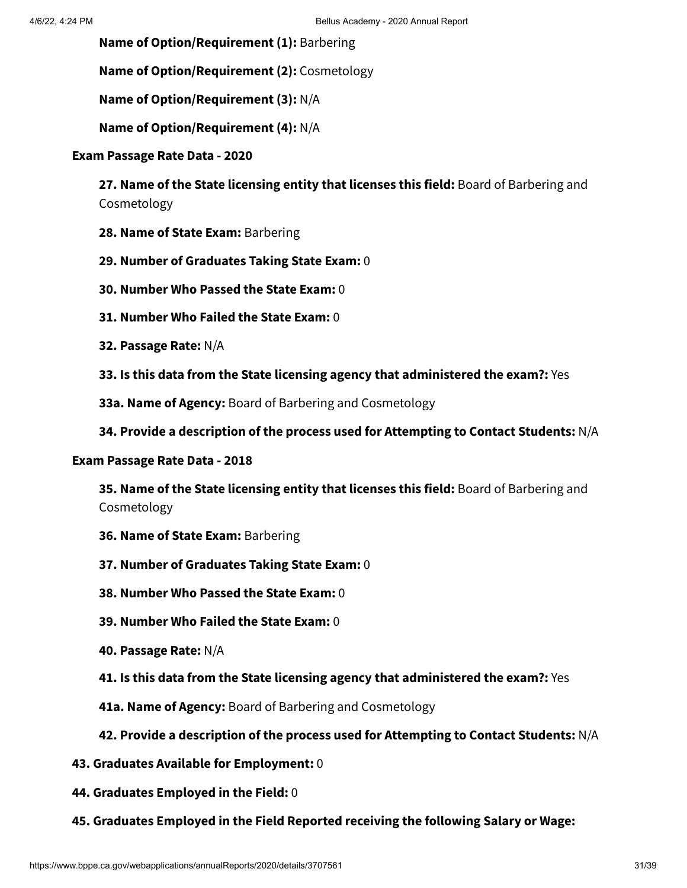**Name of Option/Requirement (1):** Barbering

**Name of Option/Requirement (2):** Cosmetology

**Name of Option/Requirement (3):** N/A

**Name of Option/Requirement (4):** N/A

**Exam Passage Rate Data - 2020**

**27. Name of the State licensing entity that licenses this field:** Board of Barbering and Cosmetology

**28. Name of State Exam:** Barbering

**29. Number of Graduates Taking State Exam:** 0

**30. Number Who Passed the State Exam:** 0

**31. Number Who Failed the State Exam:** 0

**32. Passage Rate:** N/A

**33. Is this data from the State licensing agency that administered the exam?:** Yes

**33a. Name of Agency:** Board of Barbering and Cosmetology

**34. Provide a description of the process used for Attempting to Contact Students:** N/A

**Exam Passage Rate Data - 2018**

**35. Name of the State licensing entity that licenses this field:** Board of Barbering and Cosmetology

**36. Name of State Exam:** Barbering

**37. Number of Graduates Taking State Exam:** 0

**38. Number Who Passed the State Exam:** 0

**39. Number Who Failed the State Exam:** 0

**40. Passage Rate:** N/A

**41. Is this data from the State licensing agency that administered the exam?:** Yes

**41a. Name of Agency:** Board of Barbering and Cosmetology

**42. Provide a description of the process used for Attempting to Contact Students:** N/A

**43. Graduates Available for Employment:** 0

**44. Graduates Employed in the Field:** 0

**45. Graduates Employed in the Field Reported receiving the following Salary or Wage:**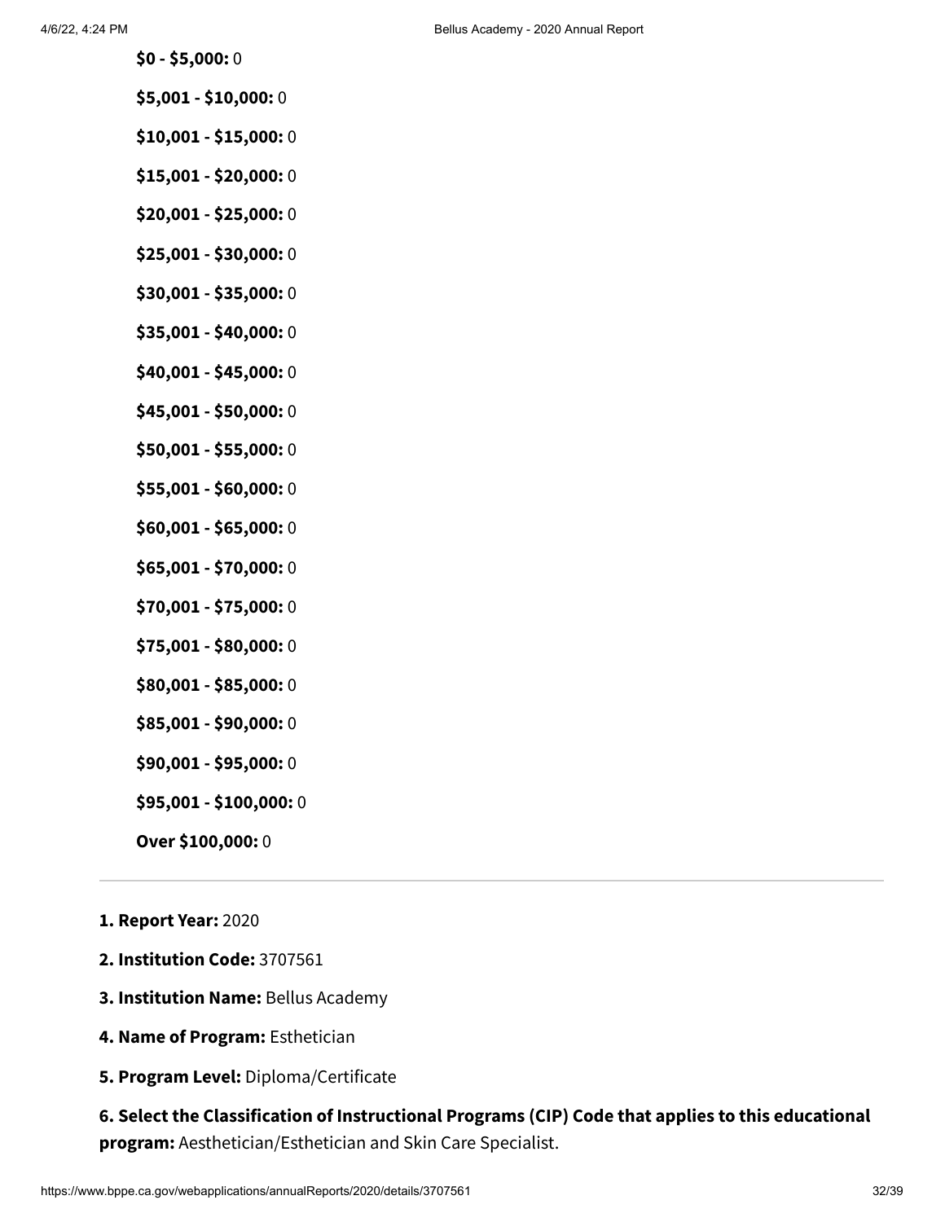**$0 - $5,000:** 0

**$5,001 - $10,000:** 0

**$10,001 - $15,000:** 0

**$15,001 - $20,000:** 0

**$20,001 - $25,000:** 0

**$25,001 - $30,000:** 0

**$30,001 - $35,000:** 0

**$35,001 - $40,000:** 0

**$40,001 - $45,000:** 0

**$45,001 - $50,000:** 0

**$50,001 - $55,000:** 0

**$55,001 - $60,000:** 0

**$60,001 - $65,000:** 0

**$65,001 - $70,000:** 0

**$70,001 - $75,000:** 0

**$75,001 - $80,000:** 0

**$80,001 - $85,000:** 0

**$85,001 - $90,000:** 0

**$90,001 - $95,000:** 0

**$95,001 - $100,000:** 0

**Over $100,000:** 0

---

**1. Report Year:** 2020

**2. Institution Code:** 3707561

**3. Institution Name:** Bellus Academy

**4. Name of Program:** Esthetician

**5. Program Level:** Diploma/Certificate

**6. Select the Classification of Instructional Programs (CIP) Code that applies to this educational program:** Aesthetician/Esthetician and Skin Care Specialist.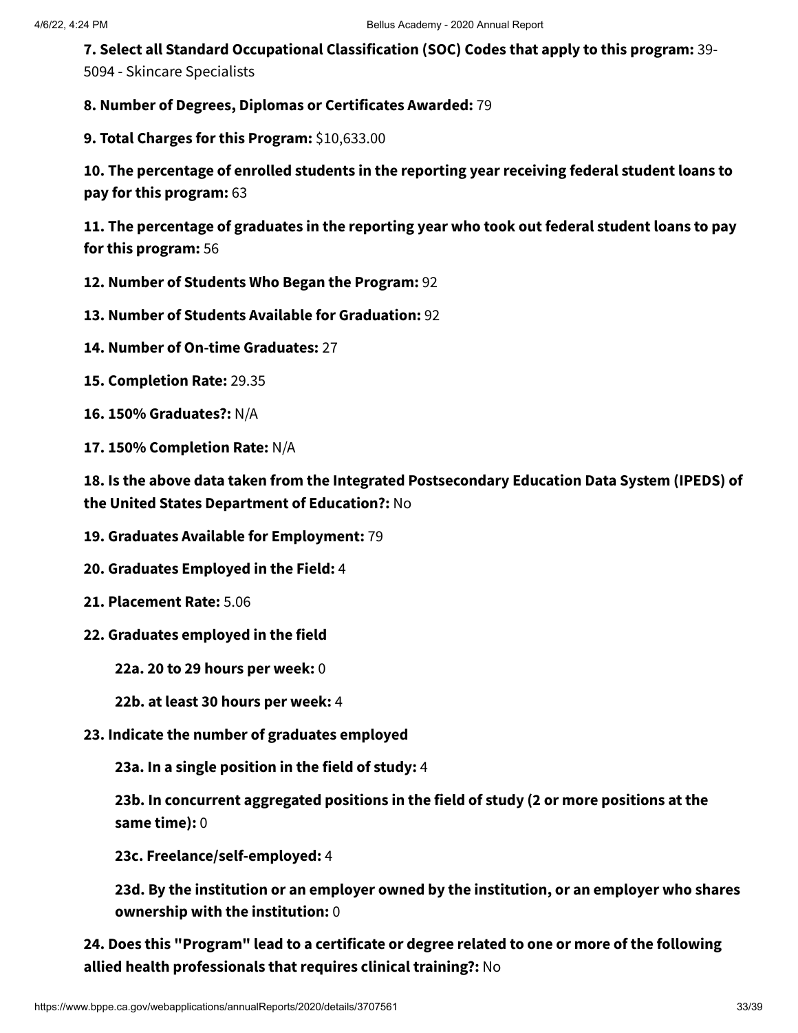**7. Select all Standard Occupational Classification (SOC) Codes that apply to this program:** 39-5094 - Skincare Specialists

**8. Number of Degrees, Diplomas or Certificates Awarded:** 79

**9. Total Charges for this Program:** $10,633.00

**10. The percentage of enrolled students in the reporting year receiving federal student loans to pay for this program:** 63

**11. The percentage of graduates in the reporting year who took out federal student loans to pay for this program:** 56

**12. Number of Students Who Began the Program:** 92

**13. Number of Students Available for Graduation:** 92

**14. Number of On-time Graduates:** 27

**15. Completion Rate:** 29.35

**16. 150% Graduates?:** N/A

**17. 150% Completion Rate:** N/A

**18. Is the above data taken from the Integrated Postsecondary Education Data System (IPEDS) of the United States Department of Education?:** No

**19. Graduates Available for Employment:** 79

**20. Graduates Employed in the Field:** 4

**21. Placement Rate:** 5.06

**22. Graduates employed in the field**

- **22a. 20 to 29 hours per week:** 0
- **22b. at least 30 hours per week:** 4

**23. Indicate the number of graduates employed**

- **23a. In a single position in the field of study:** 4
- **23b. In concurrent aggregated positions in the field of study (2 or more positions at the same time):** 0
- **23c. Freelance/self-employed:** 4
- **23d. By the institution or an employer owned by the institution, or an employer who shares ownership with the institution:** 0

**24. Does this "Program" lead to a certificate or degree related to one or more of the following allied health professionals that requires clinical training?:** No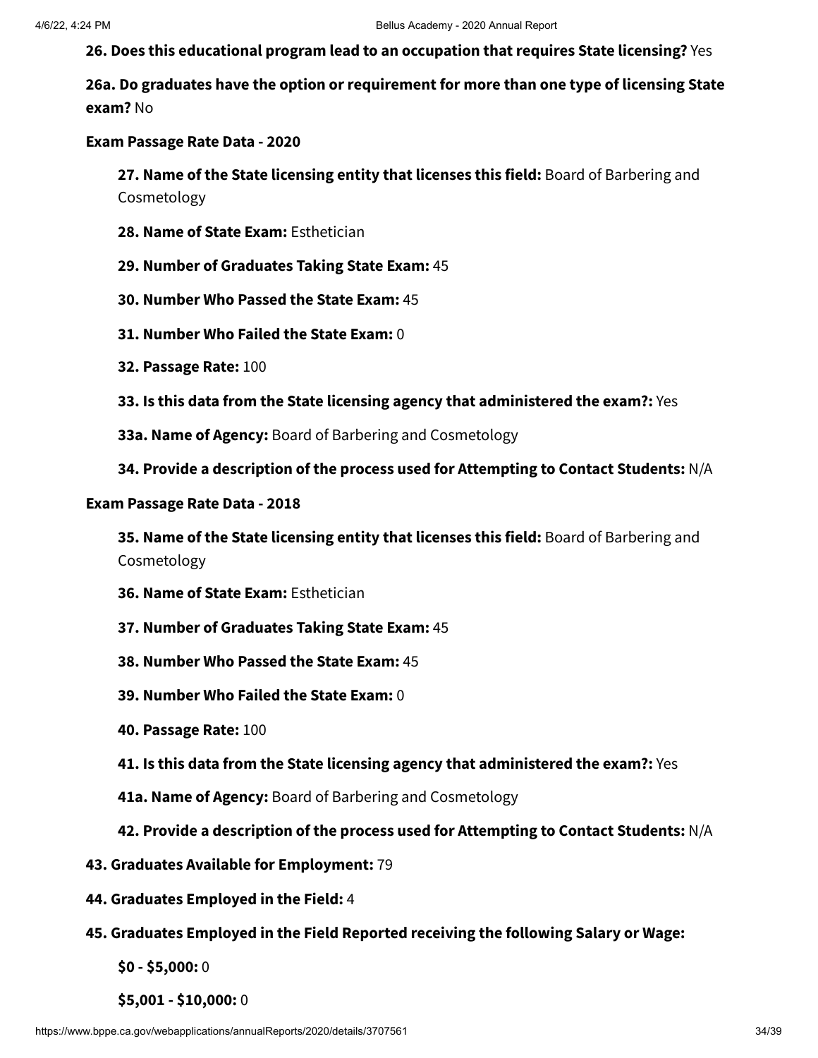**26. Does this educational program lead to an occupation that requires State licensing?** Yes

**26a. Do graduates have the option or requirement for more than one type of licensing State exam?** No

**Exam Passage Rate Data - 2020**

- **27. Name of the State licensing entity that licenses this field:** Board of Barbering and Cosmetology
- **28. Name of State Exam:** Esthetician
- **29. Number of Graduates Taking State Exam:** 45
- **30. Number Who Passed the State Exam:** 45
- **31. Number Who Failed the State Exam:** 0
- **32. Passage Rate:** 100
- **33. Is this data from the State licensing agency that administered the exam?:** Yes
- **33a. Name of Agency:** Board of Barbering and Cosmetology
- **34. Provide a description of the process used for Attempting to Contact Students:** N/A

**Exam Passage Rate Data - 2018**

- **35. Name of the State licensing entity that licenses this field:** Board of Barbering and Cosmetology
- **36. Name of State Exam:** Esthetician
- **37. Number of Graduates Taking State Exam:** 45
- **38. Number Who Passed the State Exam:** 45
- **39. Number Who Failed the State Exam:** 0
- **40. Passage Rate:** 100
- **41. Is this data from the State licensing agency that administered the exam?:** Yes
- **41a. Name of Agency:** Board of Barbering and Cosmetology
- **42. Provide a description of the process used for Attempting to Contact Students:** N/A

**43. Graduates Available for Employment:** 79

**44. Graduates Employed in the Field:** 4

**45. Graduates Employed in the Field Reported receiving the following Salary or Wage:**

- **$0 - $5,000:** 0
- **$5,001 - $10,000:** 0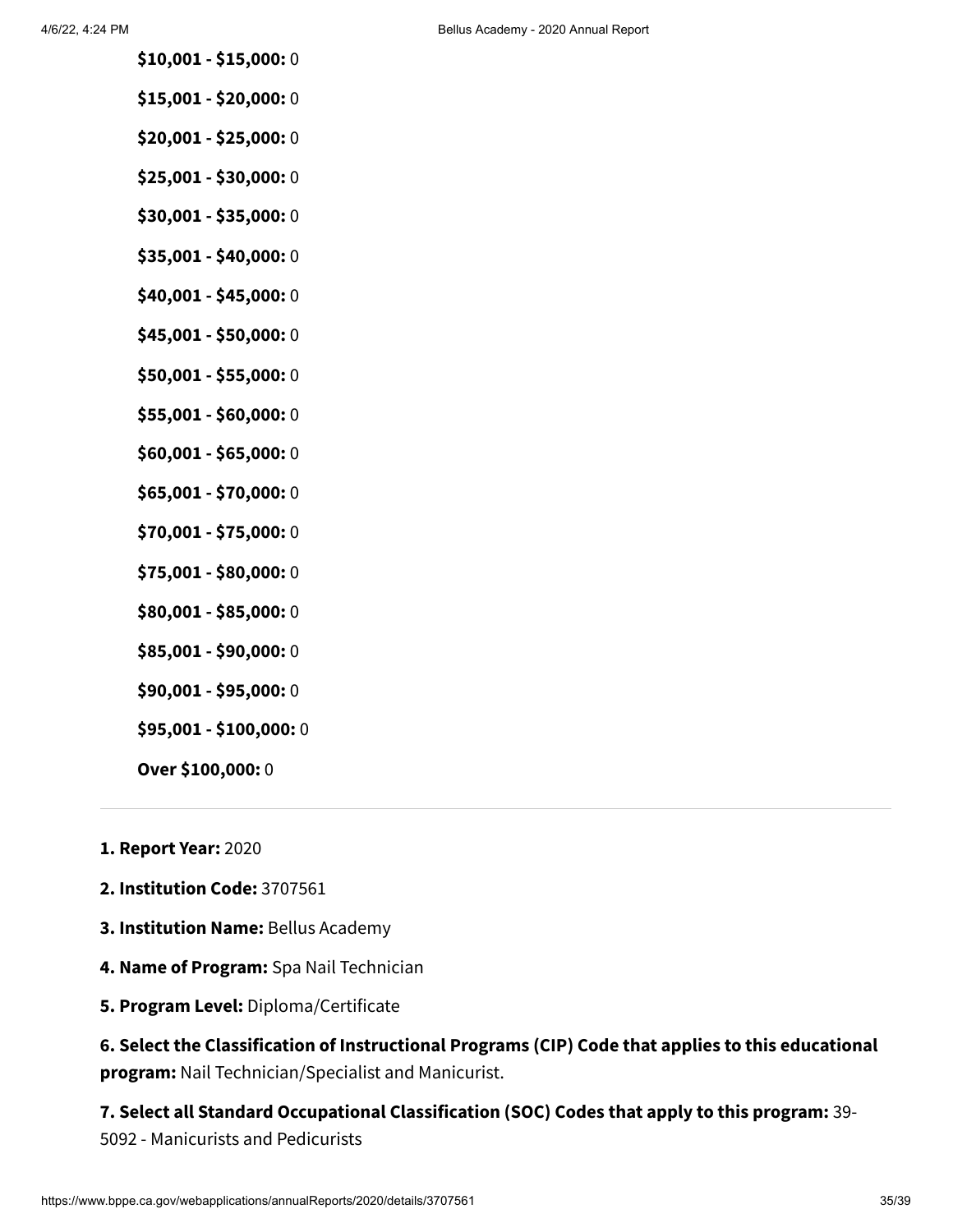**$10,001 - $15,000:** 0

**$15,001 - $20,000:** 0

**$20,001 - $25,000:** 0

**$25,001 - $30,000:** 0

**$30,001 - $35,000:** 0

**$35,001 - $40,000:** 0

**$40,001 - $45,000:** 0

**$45,001 - $50,000:** 0

**$50,001 - $55,000:** 0

**$55,001 - $60,000:** 0

**$60,001 - $65,000:** 0

**$65,001 - $70,000:** 0

**$70,001 - $75,000:** 0

**$75,001 - $80,000:** 0

**$80,001 - $85,000:** 0

**$85,001 - $90,000:** 0

**$90,001 - $95,000:** 0

**$95,001 - $100,000:** 0

**Over $100,000:** 0

---

**1. Report Year:** 2020

**2. Institution Code:** 3707561

**3. Institution Name:** Bellus Academy

**4. Name of Program:** Spa Nail Technician

**5. Program Level:** Diploma/Certificate

**6. Select the Classification of Instructional Programs (CIP) Code that applies to this educational program:** Nail Technician/Specialist and Manicurist.

**7. Select all Standard Occupational Classification (SOC) Codes that apply to this program:** 39-5092 - Manicurists and Pedicurists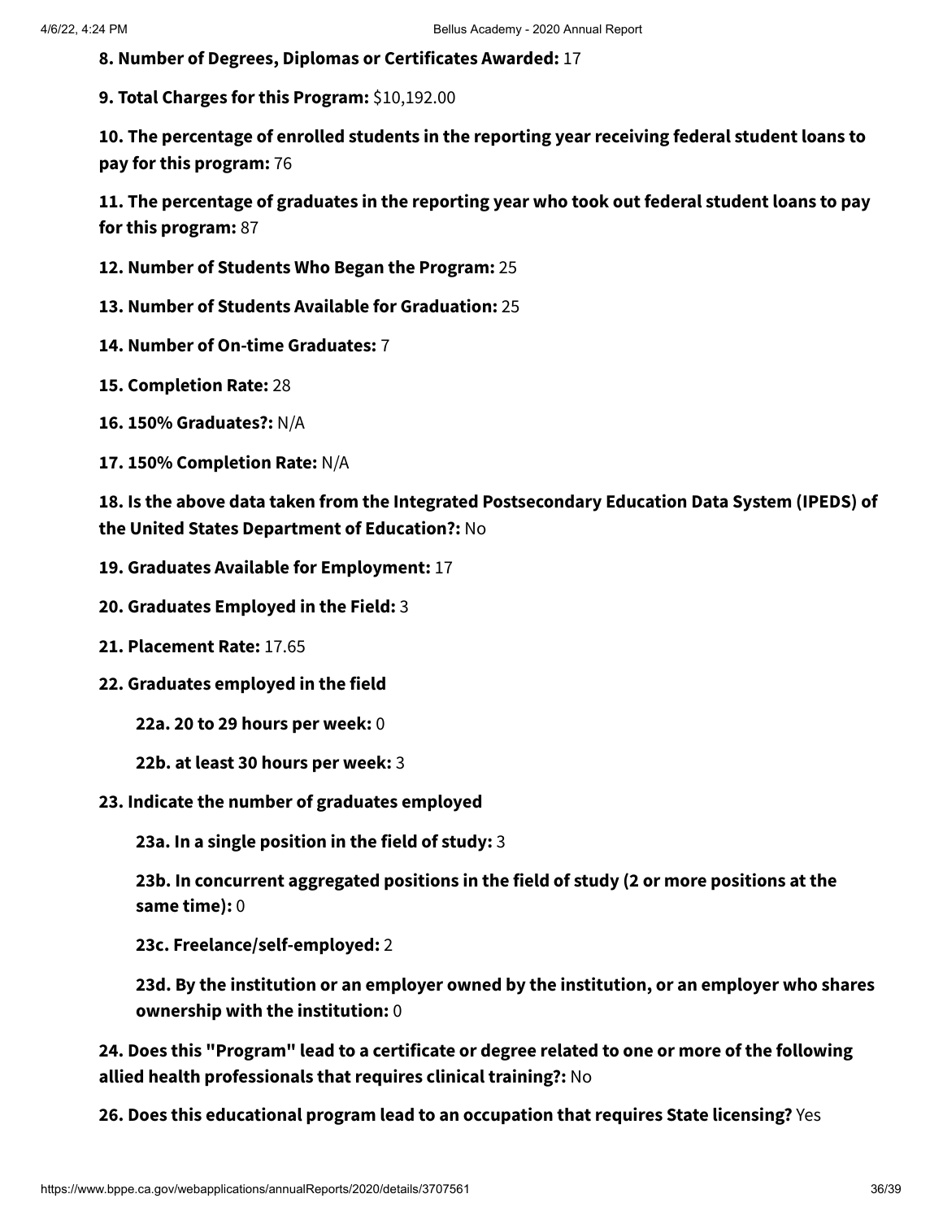**8. Number of Degrees, Diplomas or Certificates Awarded:** 17

**9. Total Charges for this Program:** $10,192.00

**10. The percentage of enrolled students in the reporting year receiving federal student loans to pay for this program:** 76

**11. The percentage of graduates in the reporting year who took out federal student loans to pay for this program:** 87

**12. Number of Students Who Began the Program:** 25

**13. Number of Students Available for Graduation:** 25

**14. Number of On-time Graduates:** 7

**15. Completion Rate:** 28

**16. 150% Graduates?:** N/A

**17. 150% Completion Rate:** N/A

**18. Is the above data taken from the Integrated Postsecondary Education Data System (IPEDS) of the United States Department of Education?:** No

**19. Graduates Available for Employment:** 17

**20. Graduates Employed in the Field:** 3

**21. Placement Rate:** 17.65

**22. Graduates employed in the field**

**22a. 20 to 29 hours per week:** 0

**22b. at least 30 hours per week:** 3

**23. Indicate the number of graduates employed**

**23a. In a single position in the field of study:** 3

**23b. In concurrent aggregated positions in the field of study (2 or more positions at the same time):** 0

**23c. Freelance/self-employed:** 2

**23d. By the institution or an employer owned by the institution, or an employer who shares ownership with the institution:** 0

**24. Does this "Program" lead to a certificate or degree related to one or more of the following allied health professionals that requires clinical training?:** No

**26. Does this educational program lead to an occupation that requires State licensing?** Yes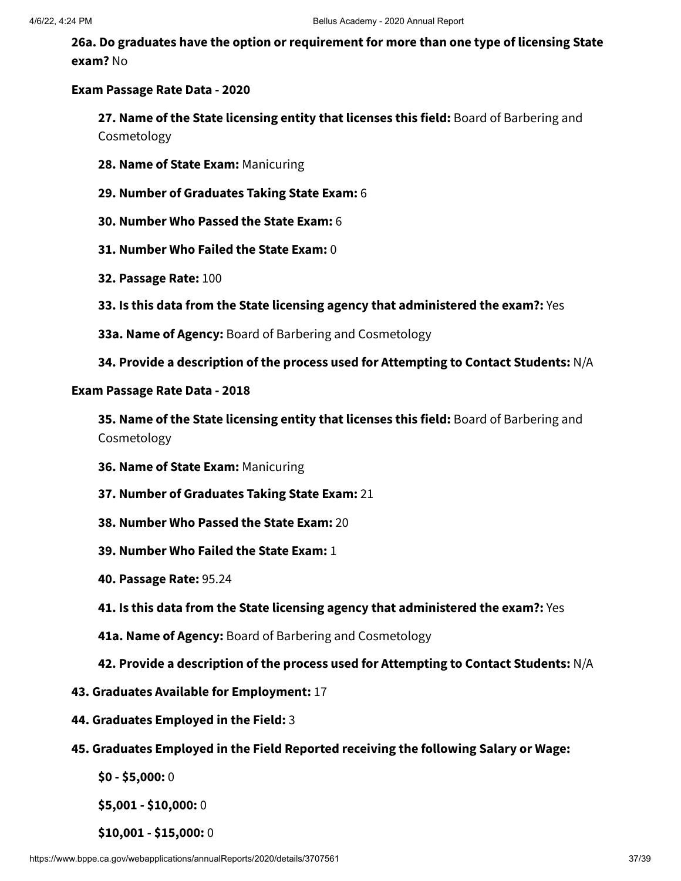**26a. Do graduates have the option or requirement for more than one type of licensing State exam?** No

**Exam Passage Rate Data - 2020**

**27. Name of the State licensing entity that licenses this field:** Board of Barbering and Cosmetology

**28. Name of State Exam:** Manicuring

**29. Number of Graduates Taking State Exam:** 6

**30. Number Who Passed the State Exam:** 6

**31. Number Who Failed the State Exam:** 0

**32. Passage Rate:** 100

**33. Is this data from the State licensing agency that administered the exam?:** Yes

**33a. Name of Agency:** Board of Barbering and Cosmetology

**34. Provide a description of the process used for Attempting to Contact Students:** N/A

**Exam Passage Rate Data - 2018**

**35. Name of the State licensing entity that licenses this field:** Board of Barbering and Cosmetology

**36. Name of State Exam:** Manicuring

**37. Number of Graduates Taking State Exam:** 21

**38. Number Who Passed the State Exam:** 20

**39. Number Who Failed the State Exam:** 1

**40. Passage Rate:** 95.24

**41. Is this data from the State licensing agency that administered the exam?:** Yes

**41a. Name of Agency:** Board of Barbering and Cosmetology

**42. Provide a description of the process used for Attempting to Contact Students:** N/A

**43. Graduates Available for Employment:** 17

**44. Graduates Employed in the Field:** 3

**45. Graduates Employed in the Field Reported receiving the following Salary or Wage:**

**$0 - $5,000:** 0

**$5,001 - $10,000:** 0

**$10,001 - $15,000:** 0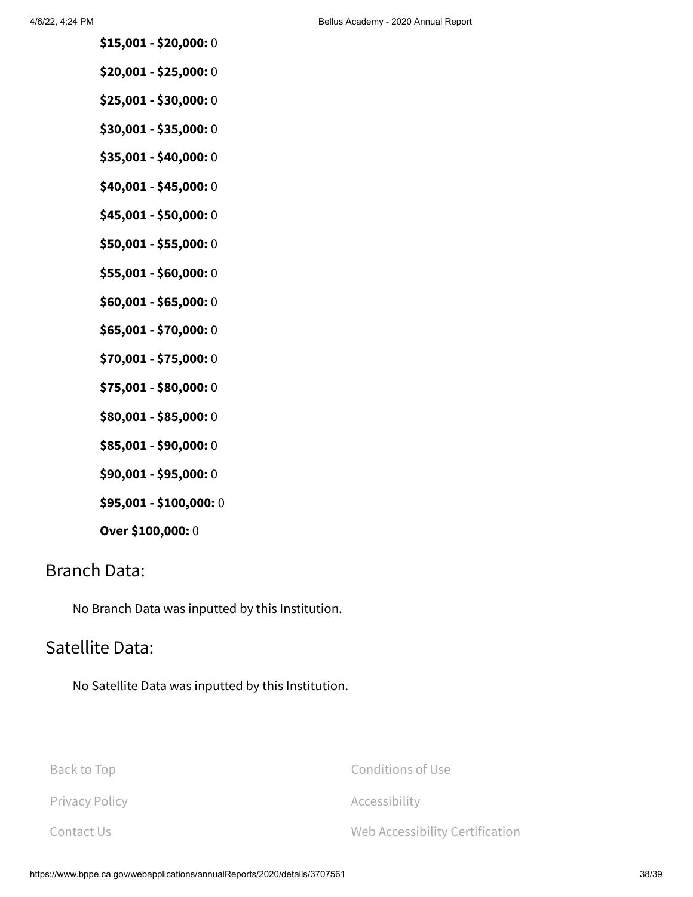**$15,001 - $20,000:** 0

**$20,001 - $25,000:** 0

**$25,001 - $30,000:** 0

**$30,001 - $35,000:** 0

**$35,001 - $40,000:** 0

**$40,001 - $45,000:** 0

**$45,001 - $50,000:** 0

**$50,001 - $55,000:** 0

**$55,001 - $60,000:** 0

**$60,001 - $65,000:** 0

**$65,001 - $70,000:** 0

**$70,001 - $75,000:** 0

**$75,001 - $80,000:** 0

**$80,001 - $85,000:** 0

**$85,001 - $90,000:** 0

**$90,001 - $95,000:** 0

**$95,001 - $100,000:** 0

**Over $100,000:** 0

## Branch Data:

No Branch Data was inputted by this Institution.

## Satellite Data:

No Satellite Data was inputted by this Institution.

Back to Top

Conditions of Use

Privacy Policy

Accessibility

Contact Us

Web Accessibility Certification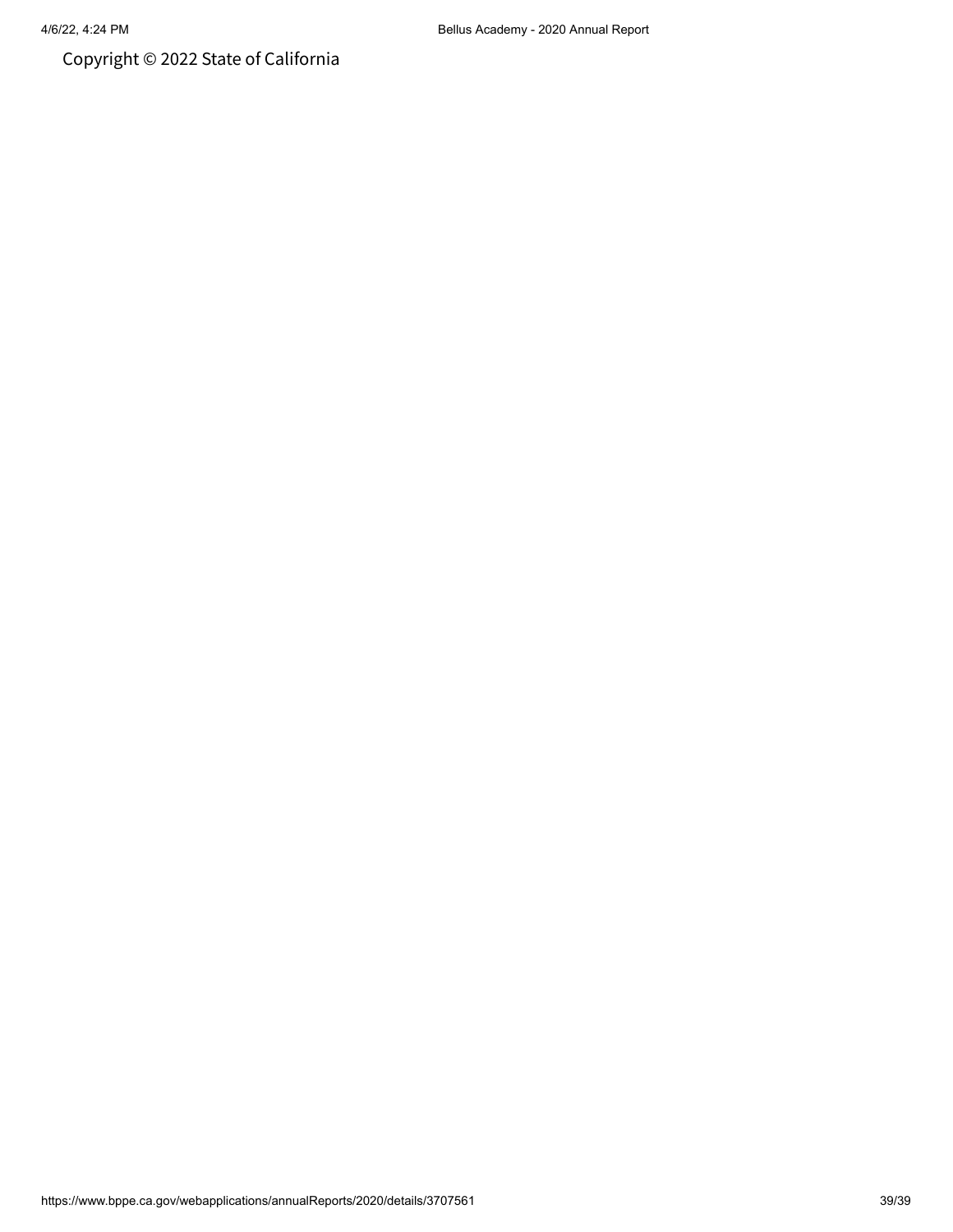Copyright © 2022 State of California